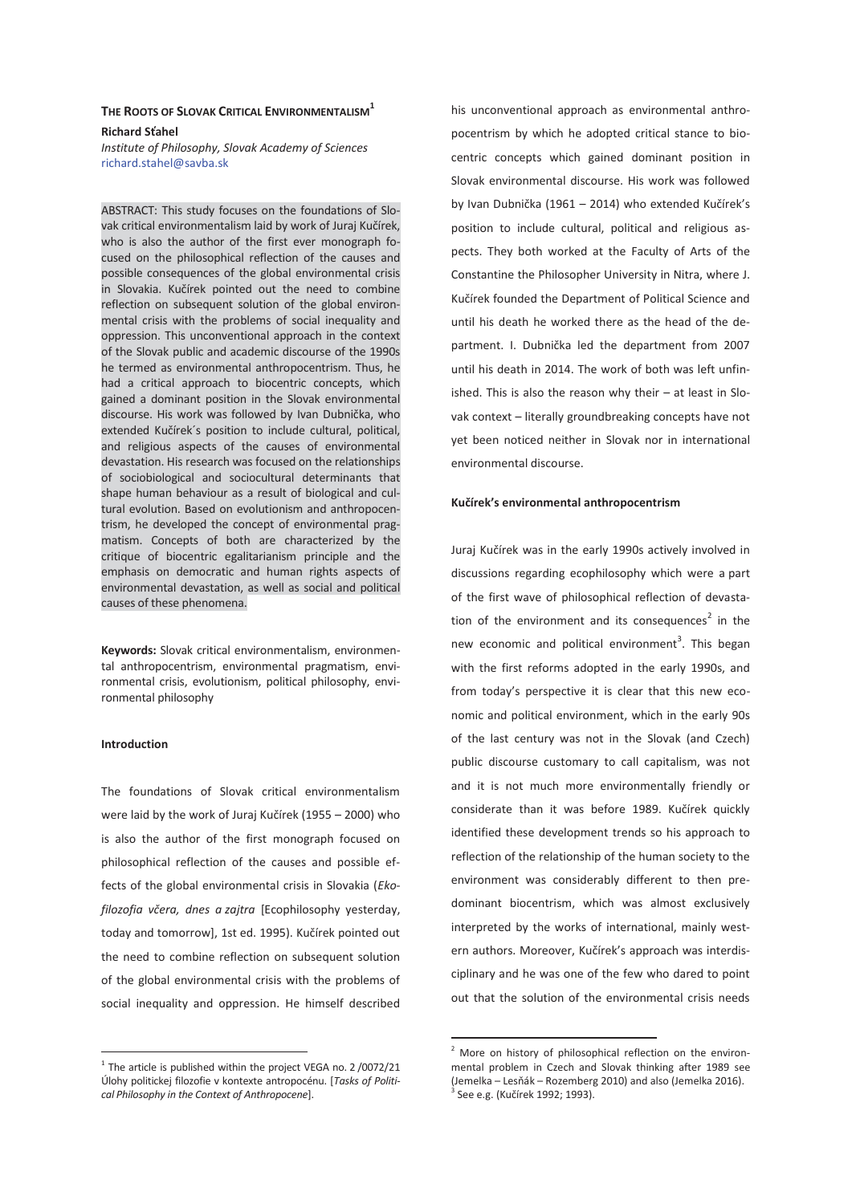# THE ROOTS OF SLOVAK CRITICAL ENVIRONMENTALISM[1]

**Richard Sťahel**

*Institute of Philosophy, Slovak Academy of Sciences*

richard.stahel@savba.sk

ABSTRACT: This study focuses on the foundations of Slovak critical environmentalism laid by work of Juraj Kučírek, who is also the author of the first ever monograph focused on the philosophical reflection of the causes and possible consequences of the global environmental crisis in Slovakia. Kučírek pointed out the need to combine reflection on subsequent solution of the global environmental crisis with the problems of social inequality and oppression. This unconventional approach in the context of the Slovak public and academic discourse of the 1990s he termed as environmental anthropocentrism. Thus, he had a critical approach to biocentric concepts, which gained a dominant position in the Slovak environmental discourse. His work was followed by Ivan Dubnička, who extended Kučírek´s position to include cultural, political, and religious aspects of the causes of environmental devastation. His research was focused on the relationships of sociobiological and sociocultural determinants that shape human behaviour as a result of biological and cultural evolution. Based on evolutionism and anthropocentrism, he developed the concept of environmental pragmatism. Concepts of both are characterized by the critique of biocentric egalitarianism principle and the emphasis on democratic and human rights aspects of environmental devastation, as well as social and political causes of these phenomena.

**Keywords:** Slovak critical environmentalism, environmental anthropocentrism, environmental pragmatism, environmental crisis, evolutionism, political philosophy, environmental philosophy

## Introduction

The foundations of Slovak critical environmentalism were laid by the work of Juraj Kučírek (1955 – 2000) who is also the author of the first monograph focused on philosophical reflection of the causes and possible effects of the global environmental crisis in Slovakia (*Ekofilozofia včera, dnes a zajtra* [Ecophilosophy yesterday, today and tomorrow], 1st ed. 1995). Kučírek pointed out the need to combine reflection on subsequent solution of the global environmental crisis with the problems of social inequality and oppression. He himself described his unconventional approach as environmental anthropocentrism by which he adopted critical stance to biocentric concepts which gained dominant position in Slovak environmental discourse. His work was followed by Ivan Dubnička (1961 – 2014) who extended Kučírek's position to include cultural, political and religious aspects. They both worked at the Faculty of Arts of the Constantine the Philosopher University in Nitra, where J. Kučírek founded the Department of Political Science and until his death he worked there as the head of the department. I. Dubnička led the department from 2007 until his death in 2014. The work of both was left unfinished. This is also the reason why their – at least in Slovak context – literally groundbreaking concepts have not yet been noticed neither in Slovak nor in international environmental discourse.

## Kučírek's environmental anthropocentrism

Juraj Kučírek was in the early 1990s actively involved in discussions regarding ecophilosophy which were a part of the first wave of philosophical reflection of devastation of the environment and its consequences[2] in the new economic and political environment[3]. This began with the first reforms adopted in the early 1990s, and from today's perspective it is clear that this new economic and political environment, which in the early 90s of the last century was not in the Slovak (and Czech) public discourse customary to call capitalism, was not and it is not much more environmentally friendly or considerate than it was before 1989. Kučírek quickly identified these development trends so his approach to reflection of the relationship of the human society to the environment was considerably different to then predominant biocentrism, which was almost exclusively interpreted by the works of international, mainly western authors. Moreover, Kučírek's approach was interdisciplinary and he was one of the few who dared to point out that the solution of the environmental crisis needs

---

[1] The article is published within the project VEGA no. 2 /0072/21 Úlohy politickej filozofie v kontexte antropocénu. [*Tasks of Political Philosophy in the Context of Anthropocene*].

[2] More on history of philosophical reflection on the environmental problem in Czech and Slovak thinking after 1989 see (Jemelka – Lesňák – Rozemberg 2010) and also (Jemelka 2016).

[3] See e.g. (Kučírek 1992; 1993).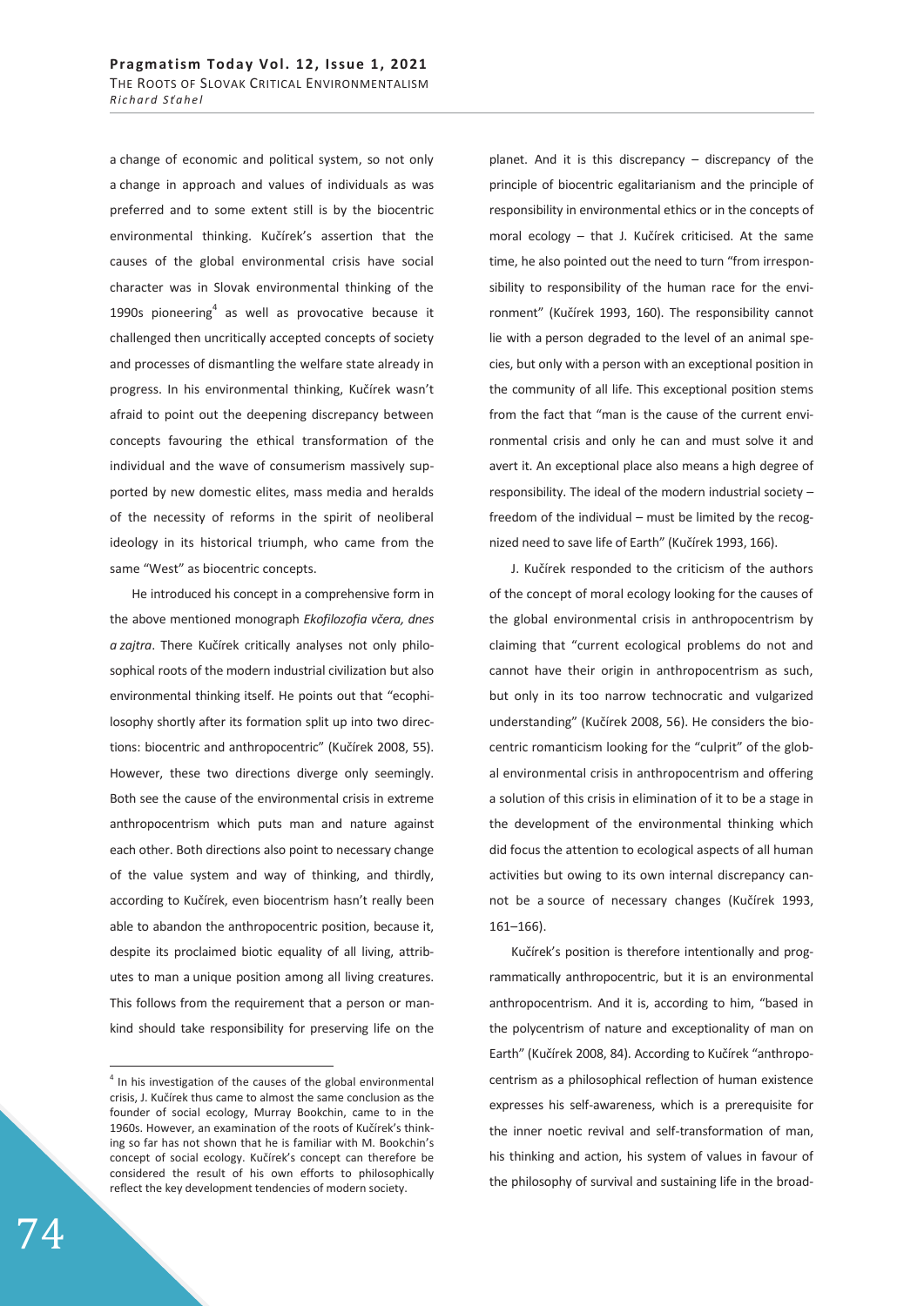a change of economic and political system, so not only a change in approach and values of individuals as was preferred and to some extent still is by the biocentric environmental thinking. Kučírek's assertion that the causes of the global environmental crisis have social character was in Slovak environmental thinking of the 1990s pioneering[4] as well as provocative because it challenged then uncritically accepted concepts of society and processes of dismantling the welfare state already in progress. In his environmental thinking, Kučírek wasn't afraid to point out the deepening discrepancy between concepts favouring the ethical transformation of the individual and the wave of consumerism massively supported by new domestic elites, mass media and heralds of the necessity of reforms in the spirit of neoliberal ideology in its historical triumph, who came from the same "West" as biocentric concepts.

He introduced his concept in a comprehensive form in the above mentioned monograph *Ekofilozofia včera, dnes a zajtra*. There Kučírek critically analyses not only philosophical roots of the modern industrial civilization but also environmental thinking itself. He points out that "ecophilosophy shortly after its formation split up into two directions: biocentric and anthropocentric" (Kučírek 2008, 55). However, these two directions diverge only seemingly. Both see the cause of the environmental crisis in extreme anthropocentrism which puts man and nature against each other. Both directions also point to necessary change of the value system and way of thinking, and thirdly, according to Kučírek, even biocentrism hasn't really been able to abandon the anthropocentric position, because it, despite its proclaimed biotic equality of all living, attributes to man a unique position among all living creatures. This follows from the requirement that a person or mankind should take responsibility for preserving life on the planet. And it is this discrepancy – discrepancy of the principle of biocentric egalitarianism and the principle of responsibility in environmental ethics or in the concepts of moral ecology – that J. Kučírek criticised. At the same time, he also pointed out the need to turn "from irresponsibility to responsibility of the human race for the environment" (Kučírek 1993, 160). The responsibility cannot lie with a person degraded to the level of an animal species, but only with a person with an exceptional position in the community of all life. This exceptional position stems from the fact that "man is the cause of the current environmental crisis and only he can and must solve it and avert it. An exceptional place also means a high degree of responsibility. The ideal of the modern industrial society – freedom of the individual – must be limited by the recognized need to save life of Earth" (Kučírek 1993, 166).

J. Kučírek responded to the criticism of the authors of the concept of moral ecology looking for the causes of the global environmental crisis in anthropocentrism by claiming that "current ecological problems do not and cannot have their origin in anthropocentrism as such, but only in its too narrow technocratic and vulgarized understanding" (Kučírek 2008, 56). He considers the biocentric romanticism looking for the "culprit" of the global environmental crisis in anthropocentrism and offering a solution of this crisis in elimination of it to be a stage in the development of the environmental thinking which did focus the attention to ecological aspects of all human activities but owing to its own internal discrepancy cannot be a source of necessary changes (Kučírek 1993, 161–166).

Kučírek's position is therefore intentionally and programmatically anthropocentric, but it is an environmental anthropocentrism. And it is, according to him, "based in the polycentrism of nature and exceptionality of man on Earth" (Kučírek 2008, 84). According to Kučírek "anthropocentrism as a philosophical reflection of human existence expresses his self-awareness, which is a prerequisite for the inner noetic revival and self-transformation of man, his thinking and action, his system of values in favour of the philosophy of survival and sustaining life in the broad-

---

[4] In his investigation of the causes of the global environmental crisis, J. Kučírek thus came to almost the same conclusion as the founder of social ecology, Murray Bookchin, came to in the 1960s. However, an examination of the roots of Kučírek's thinking so far has not shown that he is familiar with M. Bookchin's concept of social ecology. Kučírek's concept can therefore be considered the result of his own efforts to philosophically reflect the key development tendencies of modern society.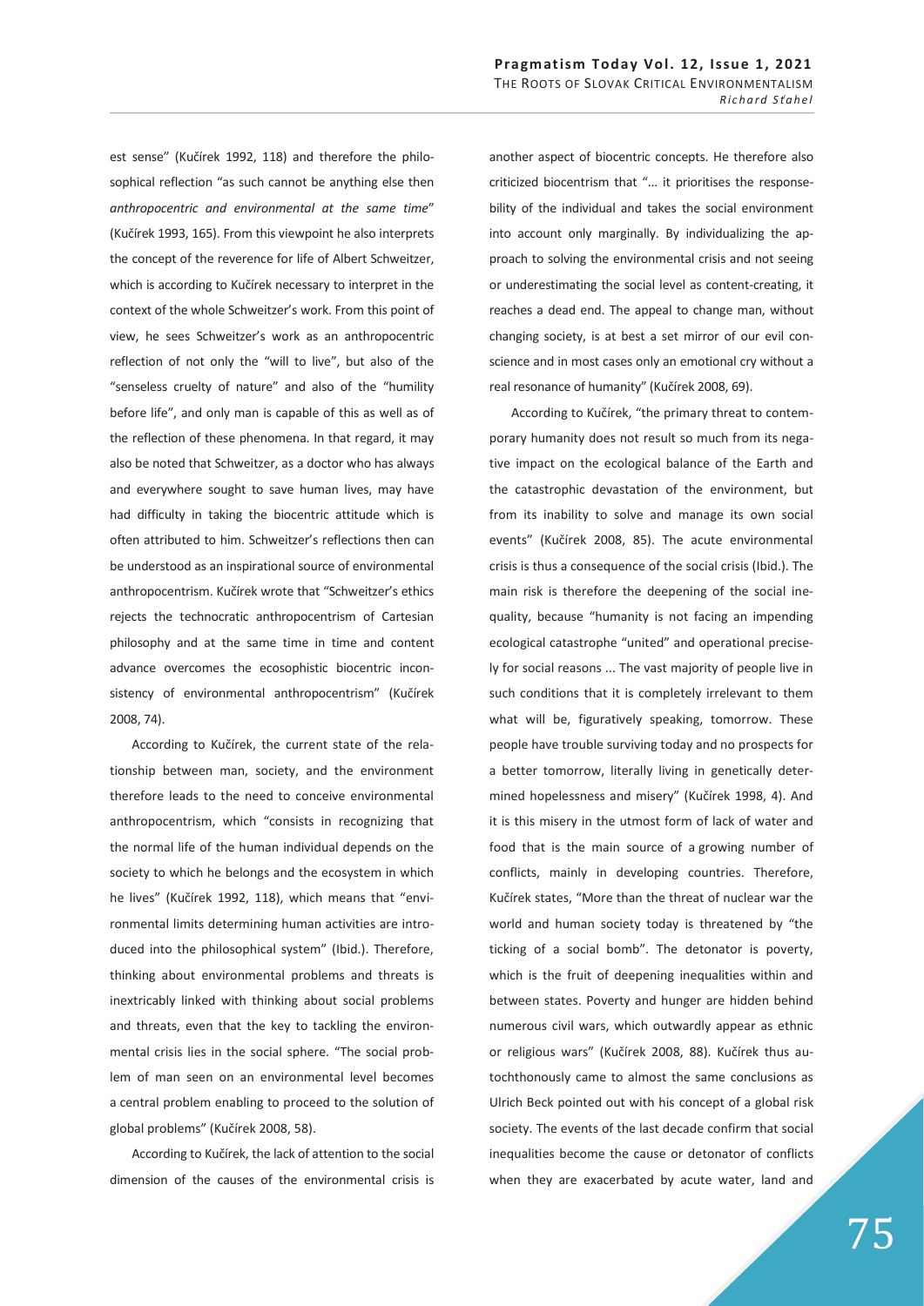est sense" (Kučírek 1992, 118) and therefore the philosophical reflection "as such cannot be anything else then *anthropocentric and environmental at the same time*" (Kučírek 1993, 165). From this viewpoint he also interprets the concept of the reverence for life of Albert Schweitzer, which is according to Kučírek necessary to interpret in the context of the whole Schweitzer's work. From this point of view, he sees Schweitzer's work as an anthropocentric reflection of not only the "will to live", but also of the "senseless cruelty of nature" and also of the "humility before life", and only man is capable of this as well as of the reflection of these phenomena. In that regard, it may also be noted that Schweitzer, as a doctor who has always and everywhere sought to save human lives, may have had difficulty in taking the biocentric attitude which is often attributed to him. Schweitzer's reflections then can be understood as an inspirational source of environmental anthropocentrism. Kučírek wrote that "Schweitzer's ethics rejects the technocratic anthropocentrism of Cartesian philosophy and at the same time in time and content advance overcomes the ecosophistic biocentric inconsistency of environmental anthropocentrism" (Kučírek 2008, 74).

According to Kučírek, the current state of the relationship between man, society, and the environment therefore leads to the need to conceive environmental anthropocentrism, which "consists in recognizing that the normal life of the human individual depends on the society to which he belongs and the ecosystem in which he lives" (Kučírek 1992, 118), which means that "environmental limits determining human activities are introduced into the philosophical system" (Ibid.). Therefore, thinking about environmental problems and threats is inextricably linked with thinking about social problems and threats, even that the key to tackling the environmental crisis lies in the social sphere. "The social problem of man seen on an environmental level becomes a central problem enabling to proceed to the solution of global problems" (Kučírek 2008, 58).

According to Kučírek, the lack of attention to the social dimension of the causes of the environmental crisis is another aspect of biocentric concepts. He therefore also criticized biocentrism that "... it prioritises the responsebility of the individual and takes the social environment into account only marginally. By individualizing the approach to solving the environmental crisis and not seeing or underestimating the social level as content-creating, it reaches a dead end. The appeal to change man, without changing society, is at best a set mirror of our evil conscience and in most cases only an emotional cry without a real resonance of humanity" (Kučírek 2008, 69).

According to Kučírek, "the primary threat to contemporary humanity does not result so much from its negative impact on the ecological balance of the Earth and the catastrophic devastation of the environment, but from its inability to solve and manage its own social events" (Kučírek 2008, 85). The acute environmental crisis is thus a consequence of the social crisis (Ibid.). The main risk is therefore the deepening of the social inequality, because "humanity is not facing an impending ecological catastrophe "united" and operational precisely for social reasons ... The vast majority of people live in such conditions that it is completely irrelevant to them what will be, figuratively speaking, tomorrow. These people have trouble surviving today and no prospects for a better tomorrow, literally living in genetically determined hopelessness and misery" (Kučírek 1998, 4). And it is this misery in the utmost form of lack of water and food that is the main source of a growing number of conflicts, mainly in developing countries. Therefore, Kučírek states, "More than the threat of nuclear war the world and human society today is threatened by "the ticking of a social bomb". The detonator is poverty, which is the fruit of deepening inequalities within and between states. Poverty and hunger are hidden behind numerous civil wars, which outwardly appear as ethnic or religious wars" (Kučírek 2008, 88). Kučírek thus autochthonously came to almost the same conclusions as Ulrich Beck pointed out with his concept of a global risk society. The events of the last decade confirm that social inequalities become the cause or detonator of conflicts when they are exacerbated by acute water, land and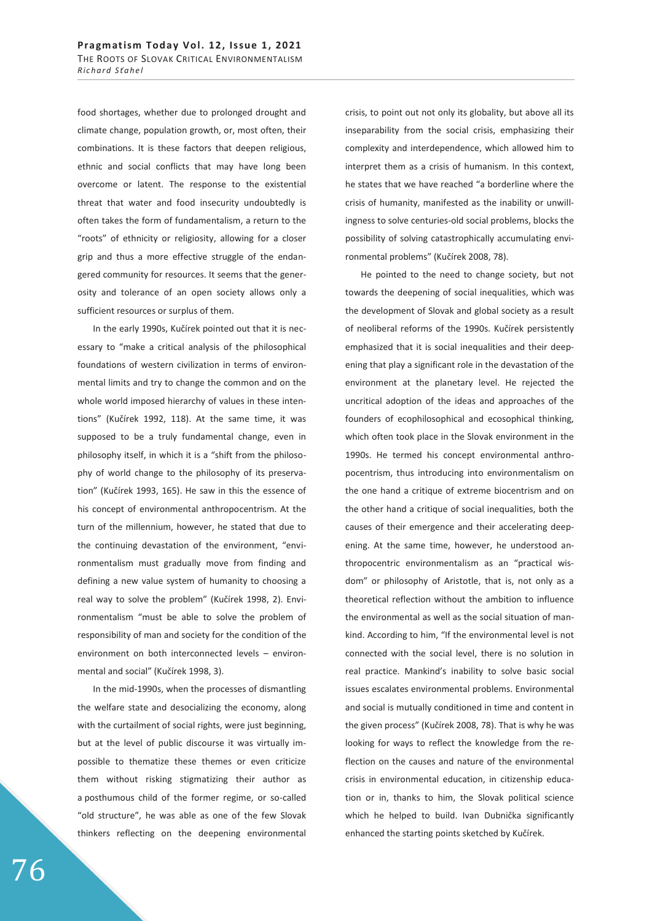food shortages, whether due to prolonged drought and climate change, population growth, or, most often, their combinations. It is these factors that deepen religious, ethnic and social conflicts that may have long been overcome or latent. The response to the existential threat that water and food insecurity undoubtedly is often takes the form of fundamentalism, a return to the "roots" of ethnicity or religiosity, allowing for a closer grip and thus a more effective struggle of the endangered community for resources. It seems that the generosity and tolerance of an open society allows only a sufficient resources or surplus of them.

In the early 1990s, Kučírek pointed out that it is necessary to "make a critical analysis of the philosophical foundations of western civilization in terms of environmental limits and try to change the common and on the whole world imposed hierarchy of values in these intentions" (Kučírek 1992, 118). At the same time, it was supposed to be a truly fundamental change, even in philosophy itself, in which it is a "shift from the philosophy of world change to the philosophy of its preservation" (Kučírek 1993, 165). He saw in this the essence of his concept of environmental anthropocentrism. At the turn of the millennium, however, he stated that due to the continuing devastation of the environment, "environmentalism must gradually move from finding and defining a new value system of humanity to choosing a real way to solve the problem" (Kučírek 1998, 2). Environmentalism "must be able to solve the problem of responsibility of man and society for the condition of the environment on both interconnected levels – environmental and social" (Kučírek 1998, 3).

In the mid-1990s, when the processes of dismantling the welfare state and desocializing the economy, along with the curtailment of social rights, were just beginning, but at the level of public discourse it was virtually impossible to thematize these themes or even criticize them without risking stigmatizing their author as a posthumous child of the former regime, or so-called "old structure", he was able as one of the few Slovak thinkers reflecting on the deepening environmental crisis, to point out not only its globality, but above all its inseparability from the social crisis, emphasizing their complexity and interdependence, which allowed him to interpret them as a crisis of humanism. In this context, he states that we have reached "a borderline where the crisis of humanity, manifested as the inability or unwillingness to solve centuries-old social problems, blocks the possibility of solving catastrophically accumulating environmental problems" (Kučírek 2008, 78).

He pointed to the need to change society, but not towards the deepening of social inequalities, which was the development of Slovak and global society as a result of neoliberal reforms of the 1990s. Kučírek persistently emphasized that it is social inequalities and their deepening that play a significant role in the devastation of the environment at the planetary level. He rejected the uncritical adoption of the ideas and approaches of the founders of ecophilosophical and ecosophical thinking, which often took place in the Slovak environment in the 1990s. He termed his concept environmental anthropocentrism, thus introducing into environmentalism on the one hand a critique of extreme biocentrism and on the other hand a critique of social inequalities, both the causes of their emergence and their accelerating deepening. At the same time, however, he understood anthropocentric environmentalism as an "practical wisdom" or philosophy of Aristotle, that is, not only as a theoretical reflection without the ambition to influence the environmental as well as the social situation of mankind. According to him, "If the environmental level is not connected with the social level, there is no solution in real practice. Mankind's inability to solve basic social issues escalates environmental problems. Environmental and social is mutually conditioned in time and content in the given process" (Kučírek 2008, 78). That is why he was looking for ways to reflect the knowledge from the reflection on the causes and nature of the environmental crisis in environmental education, in citizenship education or in, thanks to him, the Slovak political science which he helped to build. Ivan Dubnička significantly enhanced the starting points sketched by Kučírek.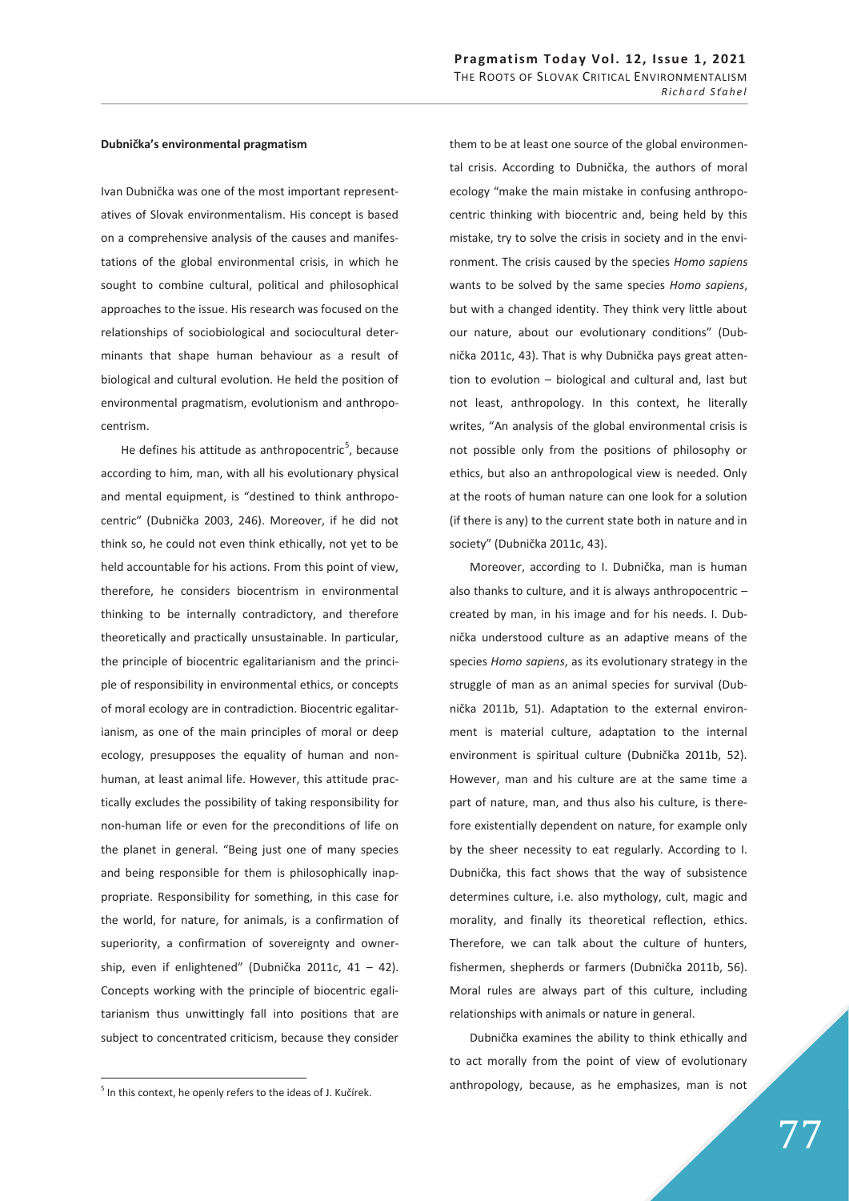**Dubnička's environmental pragmatism**

Ivan Dubnička was one of the most important representatives of Slovak environmentalism. His concept is based on a comprehensive analysis of the causes and manifestations of the global environmental crisis, in which he sought to combine cultural, political and philosophical approaches to the issue. His research was focused on the relationships of sociobiological and sociocultural determinants that shape human behaviour as a result of biological and cultural evolution. He held the position of environmental pragmatism, evolutionism and anthropocentrism.

He defines his attitude as anthropocentric[5], because according to him, man, with all his evolutionary physical and mental equipment, is "destined to think anthropocentric" (Dubnička 2003, 246). Moreover, if he did not think so, he could not even think ethically, not yet to be held accountable for his actions. From this point of view, therefore, he considers biocentrism in environmental thinking to be internally contradictory, and therefore theoretically and practically unsustainable. In particular, the principle of biocentric egalitarianism and the principle of responsibility in environmental ethics, or concepts of moral ecology are in contradiction. Biocentric egalitarianism, as one of the main principles of moral or deep ecology, presupposes the equality of human and non-human, at least animal life. However, this attitude practically excludes the possibility of taking responsibility for non-human life or even for the preconditions of life on the planet in general. "Being just one of many species and being responsible for them is philosophically inappropriate. Responsibility for something, in this case for the world, for nature, for animals, is a confirmation of superiority, a confirmation of sovereignty and ownership, even if enlightened" (Dubnička 2011c, 41 – 42). Concepts working with the principle of biocentric egalitarianism thus unwittingly fall into positions that are subject to concentrated criticism, because they consider them to be at least one source of the global environmental crisis. According to Dubnička, the authors of moral ecology "make the main mistake in confusing anthropocentric thinking with biocentric and, being held by this mistake, try to solve the crisis in society and in the environment. The crisis caused by the species *Homo sapiens* wants to be solved by the same species *Homo sapiens*, but with a changed identity. They think very little about our nature, about our evolutionary conditions" (Dubnička 2011c, 43). That is why Dubnička pays great attention to evolution – biological and cultural and, last but not least, anthropology. In this context, he literally writes, "An analysis of the global environmental crisis is not possible only from the positions of philosophy or ethics, but also an anthropological view is needed. Only at the roots of human nature can one look for a solution (if there is any) to the current state both in nature and in society" (Dubnička 2011c, 43).

Moreover, according to I. Dubnička, man is human also thanks to culture, and it is always anthropocentric – created by man, in his image and for his needs. I. Dubnička understood culture as an adaptive means of the species *Homo sapiens*, as its evolutionary strategy in the struggle of man as an animal species for survival (Dubnička 2011b, 51). Adaptation to the external environment is material culture, adaptation to the internal environment is spiritual culture (Dubnička 2011b, 52). However, man and his culture are at the same time a part of nature, man, and thus also his culture, is therefore existentially dependent on nature, for example only by the sheer necessity to eat regularly. According to I. Dubnička, this fact shows that the way of subsistence determines culture, i.e. also mythology, cult, magic and morality, and finally its theoretical reflection, ethics. Therefore, we can talk about the culture of hunters, fishermen, shepherds or farmers (Dubnička 2011b, 56). Moral rules are always part of this culture, including relationships with animals or nature in general.

Dubnička examines the ability to think ethically and to act morally from the point of view of evolutionary anthropology, because, as he emphasizes, man is not

[5] In this context, he openly refers to the ideas of J. Kučírek.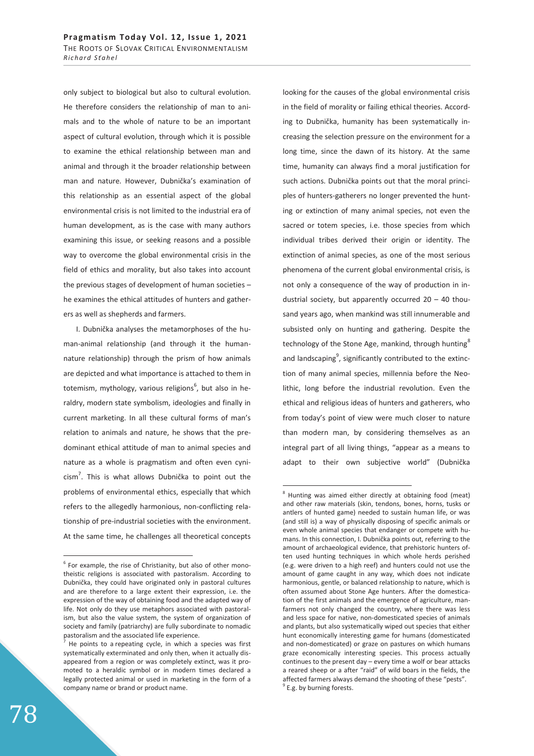only subject to biological but also to cultural evolution. He therefore considers the relationship of man to animals and to the whole of nature to be an important aspect of cultural evolution, through which it is possible to examine the ethical relationship between man and animal and through it the broader relationship between man and nature. However, Dubnička's examination of this relationship as an essential aspect of the global environmental crisis is not limited to the industrial era of human development, as is the case with many authors examining this issue, or seeking reasons and a possible way to overcome the global environmental crisis in the field of ethics and morality, but also takes into account the previous stages of development of human societies – he examines the ethical attitudes of hunters and gatherers as well as shepherds and farmers.

I. Dubnička analyses the metamorphoses of the human-animal relationship (and through it the human-nature relationship) through the prism of how animals are depicted and what importance is attached to them in totemism, mythology, various religions[6], but also in heraldry, modern state symbolism, ideologies and finally in current marketing. In all these cultural forms of man's relation to animals and nature, he shows that the predominant ethical attitude of man to animal species and nature as a whole is pragmatism and often even cynicism[7]. This is what allows Dubnička to point out the problems of environmental ethics, especially that which refers to the allegedly harmonious, non-conflicting relationship of pre-industrial societies with the environment. At the same time, he challenges all theoretical concepts looking for the causes of the global environmental crisis in the field of morality or failing ethical theories. According to Dubnička, humanity has been systematically increasing the selection pressure on the environment for a long time, since the dawn of its history. At the same time, humanity can always find a moral justification for such actions. Dubnička points out that the moral principles of hunters-gatherers no longer prevented the hunting or extinction of many animal species, not even the sacred or totem species, i.e. those species from which individual tribes derived their origin or identity. The extinction of animal species, as one of the most serious phenomena of the current global environmental crisis, is not only a consequence of the way of production in industrial society, but apparently occurred 20 – 40 thousand years ago, when mankind was still innumerable and subsisted only on hunting and gathering. Despite the technology of the Stone Age, mankind, through hunting[8] and landscaping[9], significantly contributed to the extinction of many animal species, millennia before the Neolithic, long before the industrial revolution. Even the ethical and religious ideas of hunters and gatherers, who from today's point of view were much closer to nature than modern man, by considering themselves as an integral part of all living things, "appear as a means to adapt to their own subjective world" (Dubnička

[6] For example, the rise of Christianity, but also of other monotheistic religions is associated with pastoralism. According to Dubnička, they could have originated only in pastoral cultures and are therefore to a large extent their expression, i.e. the expression of the way of obtaining food and the adapted way of life. Not only do they use metaphors associated with pastoralism, but also the value system, the system of organization of society and family (patriarchy) are fully subordinate to nomadic pastoralism and the associated life experience.

[7] He points to a repeating cycle, in which a species was first systematically exterminated and only then, when it actually disappeared from a region or was completely extinct, was it promoted to a heraldic symbol or in modern times declared a legally protected animal or used in marketing in the form of a company name or brand or product name.

[8] Hunting was aimed either directly at obtaining food (meat) and other raw materials (skin, tendons, bones, horns, tusks or antlers of hunted game) needed to sustain human life, or was (and still is) a way of physically disposing of specific animals or even whole animal species that endanger or compete with humans. In this connection, I. Dubnička points out, referring to the amount of archaeological evidence, that prehistoric hunters often used hunting techniques in which whole herds perished (e.g. were driven to a high reef) and hunters could not use the amount of game caught in any way, which does not indicate harmonious, gentle, or balanced relationship to nature, which is often assumed about Stone Age hunters. After the domestication of the first animals and the emergence of agriculture, man-farmers not only changed the country, where there was less and less space for native, non-domesticated species of animals and plants, but also systematically wiped out species that either hunt economically interesting game for humans (domesticated and non-domesticated) or graze on pastures on which humans graze economically interesting species. This process actually continues to the present day – every time a wolf or bear attacks a reared sheep or a after "raid" of wild boars in the fields, the affected farmers always demand the shooting of these "pests".

[9] E.g. by burning forests.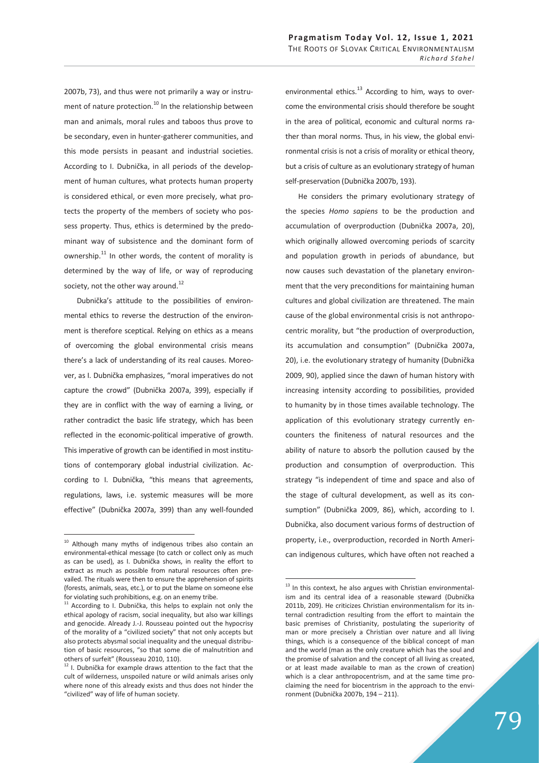2007b, 73), and thus were not primarily a way or instrument of nature protection.[10] In the relationship between man and animals, moral rules and taboos thus prove to be secondary, even in hunter-gatherer communities, and this mode persists in peasant and industrial societies. According to I. Dubnička, in all periods of the development of human cultures, what protects human property is considered ethical, or even more precisely, what protects the property of the members of society who possess property. Thus, ethics is determined by the predominant way of subsistence and the dominant form of ownership.[11] In other words, the content of morality is determined by the way of life, or way of reproducing society, not the other way around.[12]

Dubnička's attitude to the possibilities of environmental ethics to reverse the destruction of the environment is therefore sceptical. Relying on ethics as a means of overcoming the global environmental crisis means there's a lack of understanding of its real causes. Moreover, as I. Dubnička emphasizes, "moral imperatives do not capture the crowd" (Dubnička 2007a, 399), especially if they are in conflict with the way of earning a living, or rather contradict the basic life strategy, which has been reflected in the economic-political imperative of growth. This imperative of growth can be identified in most institutions of contemporary global industrial civilization. According to I. Dubnička, "this means that agreements, regulations, laws, i.e. systemic measures will be more effective" (Dubnička 2007a, 399) than any well-founded environmental ethics.[13] According to him, ways to overcome the environmental crisis should therefore be sought in the area of political, economic and cultural norms rather than moral norms. Thus, in his view, the global environmental crisis is not a crisis of morality or ethical theory, but a crisis of culture as an evolutionary strategy of human self-preservation (Dubnička 2007b, 193).

He considers the primary evolutionary strategy of the species *Homo sapiens* to be the production and accumulation of overproduction (Dubnička 2007a, 20), which originally allowed overcoming periods of scarcity and population growth in periods of abundance, but now causes such devastation of the planetary environment that the very preconditions for maintaining human cultures and global civilization are threatened. The main cause of the global environmental crisis is not anthropocentric morality, but "the production of overproduction, its accumulation and consumption" (Dubnička 2007a, 20), i.e. the evolutionary strategy of humanity (Dubnička 2009, 90), applied since the dawn of human history with increasing intensity according to possibilities, provided to humanity by in those times available technology. The application of this evolutionary strategy currently encounters the finiteness of natural resources and the ability of nature to absorb the pollution caused by the production and consumption of overproduction. This strategy "is independent of time and space and also of the stage of cultural development, as well as its consumption" (Dubnička 2009, 86), which, according to I. Dubnička, also document various forms of destruction of property, i.e., overproduction, recorded in North American indigenous cultures, which have often not reached a

---

[10] Although many myths of indigenous tribes also contain an environmental-ethical message (to catch or collect only as much as can be used), as I. Dubnička shows, in reality the effort to extract as much as possible from natural resources often prevailed. The rituals were then to ensure the apprehension of spirits (forests, animals, seas, etc.), or to put the blame on someone else for violating such prohibitions, e.g. on an enemy tribe.

[11] According to I. Dubnička, this helps to explain not only the ethical apology of racism, social inequality, but also war killings and genocide. Already J.-J. Rousseau pointed out the hypocrisy of the morality of a "civilized society" that not only accepts but also protects abysmal social inequality and the unequal distribution of basic resources, "so that some die of malnutrition and others of surfeit" (Rousseau 2010, 110).

[12] I. Dubnička for example draws attention to the fact that the cult of wilderness, unspoiled nature or wild animals arises only where none of this already exists and thus does not hinder the "civilized" way of life of human society.

[13] In this context, he also argues with Christian environmentalism and its central idea of a reasonable steward (Dubnička 2011b, 209). He criticizes Christian environmentalism for its internal contradiction resulting from the effort to maintain the basic premises of Christianity, postulating the superiority of man or more precisely a Christian over nature and all living things, which is a consequence of the biblical concept of man and the world (man as the only creature which has the soul and the promise of salvation and the concept of all living as created, or at least made available to man as the crown of creation) which is a clear anthropocentrism, and at the same time proclaiming the need for biocentrism in the approach to the environment (Dubnička 2007b, 194 – 211).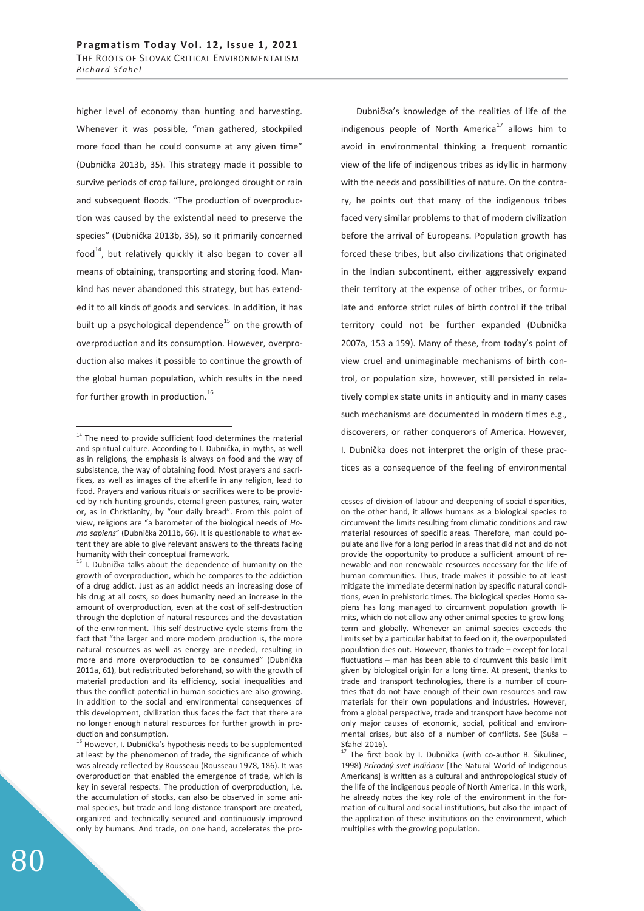higher level of economy than hunting and harvesting. Whenever it was possible, "man gathered, stockpiled more food than he could consume at any given time" (Dubnička 2013b, 35). This strategy made it possible to survive periods of crop failure, prolonged drought or rain and subsequent floods. "The production of overproduction was caused by the existential need to preserve the species" (Dubnička 2013b, 35), so it primarily concerned food[14], but relatively quickly it also began to cover all means of obtaining, transporting and storing food. Mankind has never abandoned this strategy, but has extended it to all kinds of goods and services. In addition, it has built up a psychological dependence[15] on the growth of overproduction and its consumption. However, overproduction also makes it possible to continue the growth of the global human population, which results in the need for further growth in production.[16]

Dubnička's knowledge of the realities of life of the indigenous people of North America[17] allows him to avoid in environmental thinking a frequent romantic view of the life of indigenous tribes as idyllic in harmony with the needs and possibilities of nature. On the contrary, he points out that many of the indigenous tribes faced very similar problems to that of modern civilization before the arrival of Europeans. Population growth has forced these tribes, but also civilizations that originated in the Indian subcontinent, either aggressively expand their territory at the expense of other tribes, or formulate and enforce strict rules of birth control if the tribal territory could not be further expanded (Dubnička 2007a, 153 a 159). Many of these, from today's point of view cruel and unimaginable mechanisms of birth control, or population size, however, still persisted in relatively complex state units in antiquity and in many cases such mechanisms are documented in modern times e.g., discoverers, or rather conquerors of America. However, I. Dubnička does not interpret the origin of these practices as a consequence of the feeling of environmental

---

[14] The need to provide sufficient food determines the material and spiritual culture. According to I. Dubnička, in myths, as well as in religions, the emphasis is always on food and the way of subsistence, the way of obtaining food. Most prayers and sacrifices, as well as images of the afterlife in any religion, lead to food. Prayers and various rituals or sacrifices were to be provided by rich hunting grounds, eternal green pastures, rain, water or, as in Christianity, by "our daily bread". From this point of view, religions are "a barometer of the biological needs of *Homo sapiens*" (Dubnička 2011b, 66). It is questionable to what extent they are able to give relevant answers to the threats facing humanity with their conceptual framework.

[15] I. Dubnička talks about the dependence of humanity on the growth of overproduction, which he compares to the addiction of a drug addict. Just as an addict needs an increasing dose of his drug at all costs, so does humanity need an increase in the amount of overproduction, even at the cost of self-destruction through the depletion of natural resources and the devastation of the environment. This self-destructive cycle stems from the fact that "the larger and more modern production is, the more natural resources as well as energy are needed, resulting in more and more overproduction to be consumed" (Dubnička 2011a, 61), but redistributed beforehand, so with the growth of material production and its efficiency, social inequalities and thus the conflict potential in human societies are also growing. In addition to the social and environmental consequences of this development, civilization thus faces the fact that there are no longer enough natural resources for further growth in production and consumption.

[16] However, I. Dubnička's hypothesis needs to be supplemented at least by the phenomenon of trade, the significance of which was already reflected by Rousseau (Rousseau 1978, 186). It was overproduction that enabled the emergence of trade, which is key in several respects. The production of overproduction, i.e. the accumulation of stocks, can also be observed in some animal species, but trade and long-distance transport are created, organized and technically secured and continuously improved only by humans. And trade, on one hand, accelerates the processes of division of labour and deepening of social disparities, on the other hand, it allows humans as a biological species to circumvent the limits resulting from climatic conditions and raw material resources of specific areas. Therefore, man could populate and live for a long period in areas that did not and do not provide the opportunity to produce a sufficient amount of renewable and non-renewable resources necessary for the life of human communities. Thus, trade makes it possible to at least mitigate the immediate determination by specific natural conditions, even in prehistoric times. The biological species Homo sapiens has long managed to circumvent population growth limits, which do not allow any other animal species to grow long-term and globally. Whenever an animal species exceeds the limits set by a particular habitat to feed on it, the overpopulated population dies out. However, thanks to trade – except for local fluctuations – man has been able to circumvent this basic limit given by biological origin for a long time. At present, thanks to trade and transport technologies, there is a number of countries that do not have enough of their own resources and raw materials for their own populations and industries. However, from a global perspective, trade and transport have become not only major causes of economic, social, political and environmental crises, but also of a number of conflicts. See (Suša – Sťahel 2016).

[17] The first book by I. Dubnička (with co-author B. Šikulinec, 1998) *Prírodný svet Indiánov* [The Natural World of Indigenous Americans] is written as a cultural and anthropological study of the life of the indigenous people of North America. In this work, he already notes the key role of the environment in the formation of cultural and social institutions, but also the impact of the application of these institutions on the environment, which multiplies with the growing population.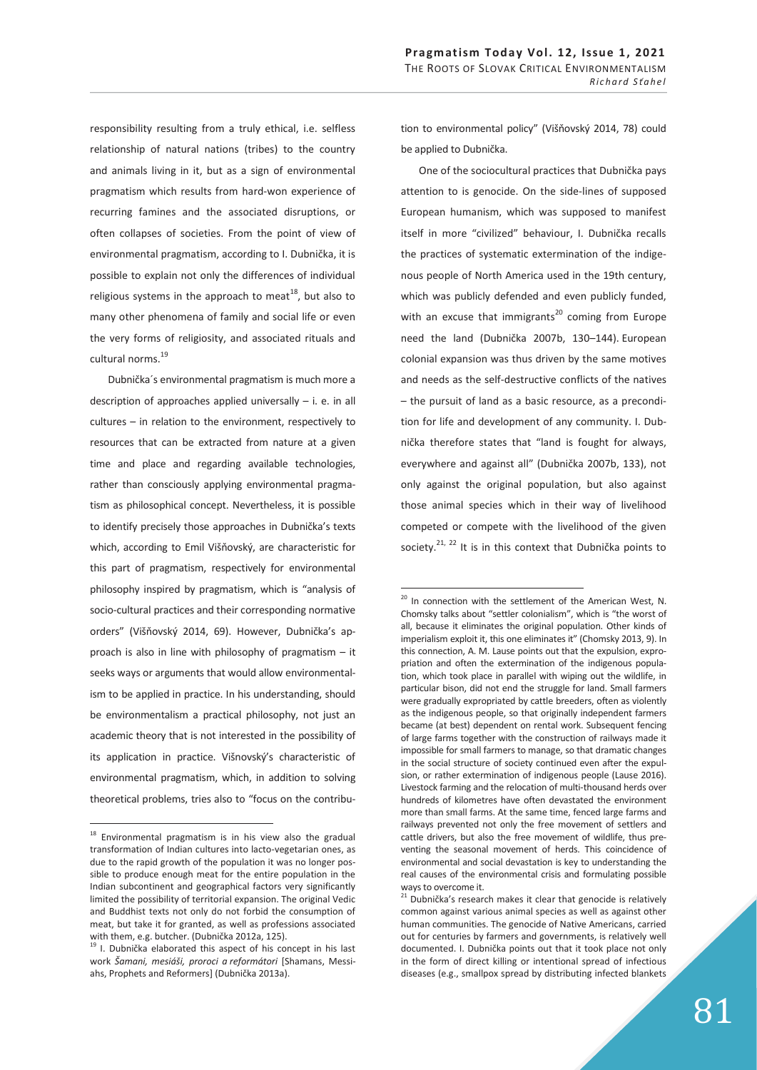responsibility resulting from a truly ethical, i.e. selfless relationship of natural nations (tribes) to the country and animals living in it, but as a sign of environmental pragmatism which results from hard-won experience of recurring famines and the associated disruptions, or often collapses of societies. From the point of view of environmental pragmatism, according to I. Dubnička, it is possible to explain not only the differences of individual religious systems in the approach to meat[18], but also to many other phenomena of family and social life or even the very forms of religiosity, and associated rituals and cultural norms.[19]

Dubnička´s environmental pragmatism is much more a description of approaches applied universally – i. e. in all cultures – in relation to the environment, respectively to resources that can be extracted from nature at a given time and place and regarding available technologies, rather than consciously applying environmental pragmatism as philosophical concept. Nevertheless, it is possible to identify precisely those approaches in Dubnička's texts which, according to Emil Višňovský, are characteristic for this part of pragmatism, respectively for environmental philosophy inspired by pragmatism, which is "analysis of socio-cultural practices and their corresponding normative orders" (Višňovský 2014, 69). However, Dubnička's approach is also in line with philosophy of pragmatism – it seeks ways or arguments that would allow environmentalism to be applied in practice. In his understanding, should be environmentalism a practical philosophy, not just an academic theory that is not interested in the possibility of its application in practice. Višnovský's characteristic of environmental pragmatism, which, in addition to solving theoretical problems, tries also to "focus on the contribution to environmental policy" (Višňovský 2014, 78) could be applied to Dubnička.

One of the sociocultural practices that Dubnička pays attention to is genocide. On the side-lines of supposed European humanism, which was supposed to manifest itself in more "civilized" behaviour, I. Dubnička recalls the practices of systematic extermination of the indigenous people of North America used in the 19th century, which was publicly defended and even publicly funded, with an excuse that immigrants[20] coming from Europe need the land (Dubnička 2007b, 130–144). European colonial expansion was thus driven by the same motives and needs as the self-destructive conflicts of the natives – the pursuit of land as a basic resource, as a precondition for life and development of any community. I. Dubnička therefore states that "land is fought for always, everywhere and against all" (Dubnička 2007b, 133), not only against the original population, but also against those animal species which in their way of livelihood competed or compete with the livelihood of the given society.[21, 22] It is in this context that Dubnička points to

[18] Environmental pragmatism is in his view also the gradual transformation of Indian cultures into lacto-vegetarian ones, as due to the rapid growth of the population it was no longer possible to produce enough meat for the entire population in the Indian subcontinent and geographical factors very significantly limited the possibility of territorial expansion. The original Vedic and Buddhist texts not only do not forbid the consumption of meat, but take it for granted, as well as professions associated with them, e.g. butcher. (Dubnička 2012a, 125).

[19] I. Dubnička elaborated this aspect of his concept in his last work *Šamani, mesiáši, proroci a reformátori* [Shamans, Messiahs, Prophets and Reformers] (Dubnička 2013a).

[20] In connection with the settlement of the American West, N. Chomsky talks about "settler colonialism", which is "the worst of all, because it eliminates the original population. Other kinds of imperialism exploit it, this one eliminates it" (Chomsky 2013, 9). In this connection, A. M. Lause points out that the expulsion, expropriation and often the extermination of the indigenous population, which took place in parallel with wiping out the wildlife, in particular bison, did not end the struggle for land. Small farmers were gradually expropriated by cattle breeders, often as violently as the indigenous people, so that originally independent farmers became (at best) dependent on rental work. Subsequent fencing of large farms together with the construction of railways made it impossible for small farmers to manage, so that dramatic changes in the social structure of society continued even after the expulsion, or rather extermination of indigenous people (Lause 2016). Livestock farming and the relocation of multi-thousand herds over hundreds of kilometres have often devastated the environment more than small farms. At the same time, fenced large farms and railways prevented not only the free movement of settlers and cattle drivers, but also the free movement of wildlife, thus preventing the seasonal movement of herds. This coincidence of environmental and social devastation is key to understanding the real causes of the environmental crisis and formulating possible ways to overcome it.

[21] Dubnička's research makes it clear that genocide is relatively common against various animal species as well as against other human communities. The genocide of Native Americans, carried out for centuries by farmers and governments, is relatively well documented. I. Dubnička points out that it took place not only in the form of direct killing or intentional spread of infectious diseases (e.g., smallpox spread by distributing infected blankets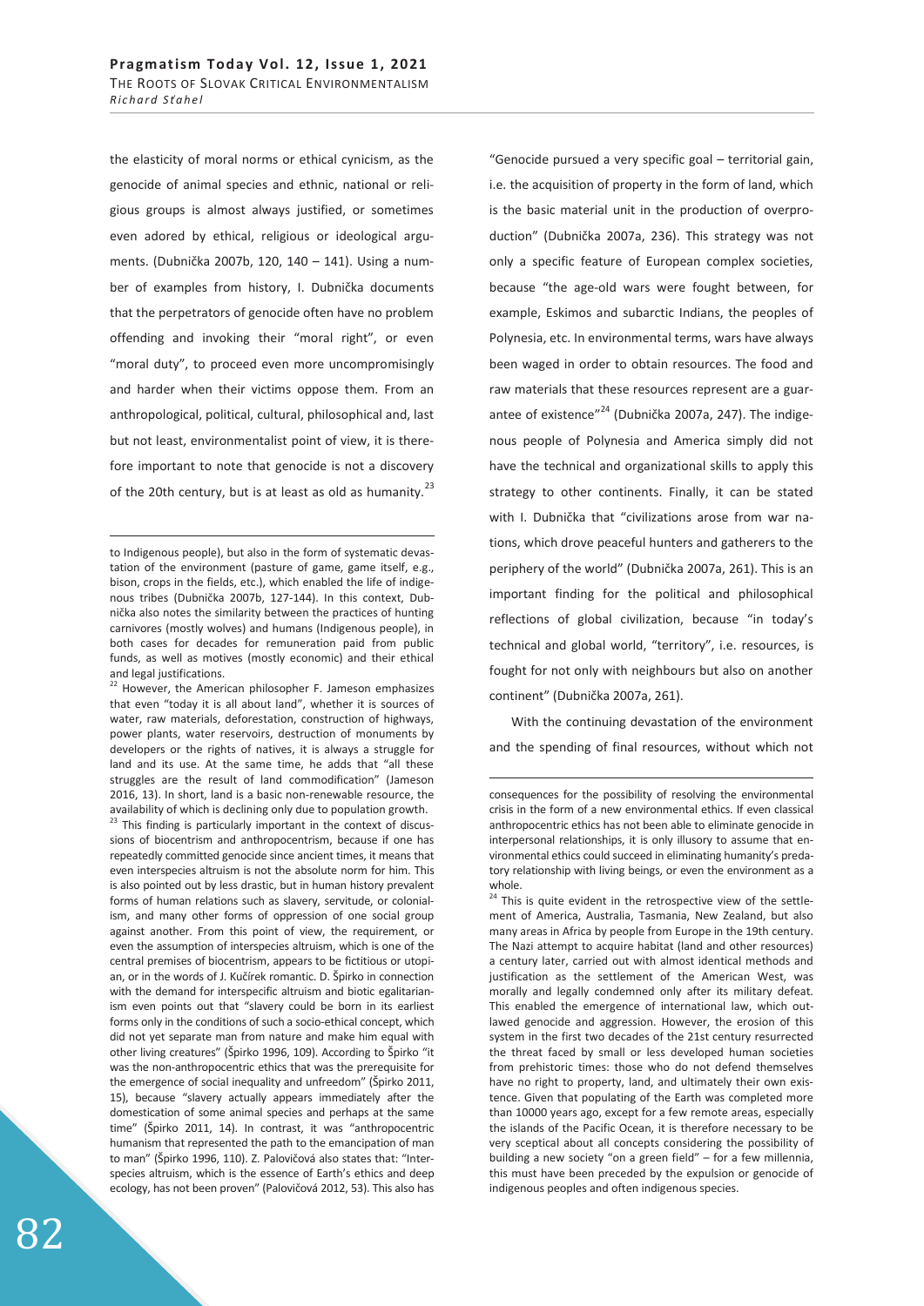the elasticity of moral norms or ethical cynicism, as the genocide of animal species and ethnic, national or religious groups is almost always justified, or sometimes even adored by ethical, religious or ideological arguments. (Dubnička 2007b, 120, 140 – 141). Using a number of examples from history, I. Dubnička documents that the perpetrators of genocide often have no problem offending and invoking their "moral right", or even "moral duty", to proceed even more uncompromisingly and harder when their victims oppose them. From an anthropological, political, cultural, philosophical and, last but not least, environmentalist point of view, it is therefore important to note that genocide is not a discovery of the 20th century, but is at least as old as humanity.[23]

"Genocide pursued a very specific goal – territorial gain, i.e. the acquisition of property in the form of land, which is the basic material unit in the production of overproduction" (Dubnička 2007a, 236). This strategy was not only a specific feature of European complex societies, because "the age-old wars were fought between, for example, Eskimos and subarctic Indians, the peoples of Polynesia, etc. In environmental terms, wars have always been waged in order to obtain resources. The food and raw materials that these resources represent are a guarantee of existence"[24] (Dubnička 2007a, 247). The indigenous people of Polynesia and America simply did not have the technical and organizational skills to apply this strategy to other continents. Finally, it can be stated with I. Dubnička that "civilizations arose from war nations, which drove peaceful hunters and gatherers to the periphery of the world" (Dubnička 2007a, 261). This is an important finding for the political and philosophical reflections of global civilization, because "in today's technical and global world, "territory", i.e. resources, is fought for not only with neighbours but also on another continent" (Dubnička 2007a, 261).

With the continuing devastation of the environment and the spending of final resources, without which not

---

to Indigenous people), but also in the form of systematic devastation of the environment (pasture of game, game itself, e.g., bison, crops in the fields, etc.), which enabled the life of indigenous tribes (Dubnička 2007b, 127-144). In this context, Dubnička also notes the similarity between the practices of hunting carnivores (mostly wolves) and humans (Indigenous people), in both cases for decades for remuneration paid from public funds, as well as motives (mostly economic) and their ethical and legal justifications.

[22] However, the American philosopher F. Jameson emphasizes that even "today it is all about land", whether it is sources of water, raw materials, deforestation, construction of highways, power plants, water reservoirs, destruction of monuments by developers or the rights of natives, it is always a struggle for land and its use. At the same time, he adds that "all these struggles are the result of land commodification" (Jameson 2016, 13). In short, land is a basic non-renewable resource, the availability of which is declining only due to population growth.

[23] This finding is particularly important in the context of discussions of biocentrism and anthropocentrism, because if one has repeatedly committed genocide since ancient times, it means that even interspecies altruism is not the absolute norm for him. This is also pointed out by less drastic, but in human history prevalent forms of human relations such as slavery, servitude, or colonialism, and many other forms of oppression of one social group against another. From this point of view, the requirement, or even the assumption of interspecies altruism, which is one of the central premises of biocentrism, appears to be fictitious or utopian, or in the words of J. Kučírek romantic. D. Špirko in connection with the demand for interspecific altruism and biotic egalitarianism even points out that "slavery could be born in its earliest forms only in the conditions of such a socio-ethical concept, which did not yet separate man from nature and make him equal with other living creatures" (Špirko 1996, 109). According to Špirko "it was the non-anthropocentric ethics that was the prerequisite for the emergence of social inequality and unfreedom" (Špirko 2011, 15), because "slavery actually appears immediately after the domestication of some animal species and perhaps at the same time" (Špirko 2011, 14). In contrast, it was "anthropocentric humanism that represented the path to the emancipation of man to man" (Špirko 1996, 110). Z. Palovičová also states that: "Interspecies altruism, which is the essence of Earth's ethics and deep ecology, has not been proven" (Palovičová 2012, 53). This also has consequences for the possibility of resolving the environmental crisis in the form of a new environmental ethics. If even classical anthropocentric ethics has not been able to eliminate genocide in interpersonal relationships, it is only illusory to assume that environmental ethics could succeed in eliminating humanity's predatory relationship with living beings, or even the environment as a whole.

[24] This is quite evident in the retrospective view of the settlement of America, Australia, Tasmania, New Zealand, but also many areas in Africa by people from Europe in the 19th century. The Nazi attempt to acquire habitat (land and other resources) a century later, carried out with almost identical methods and justification as the settlement of the American West, was morally and legally condemned only after its military defeat. This enabled the emergence of international law, which outlawed genocide and aggression. However, the erosion of this system in the first two decades of the 21st century resurrected the threat faced by small or less developed human societies from prehistoric times: those who do not defend themselves have no right to property, land, and ultimately their own existence. Given that populating of the Earth was completed more than 10000 years ago, except for a few remote areas, especially the islands of the Pacific Ocean, it is therefore necessary to be very sceptical about all concepts considering the possibility of building a new society "on a green field" – for a few millennia, this must have been preceded by the expulsion or genocide of indigenous peoples and often indigenous species.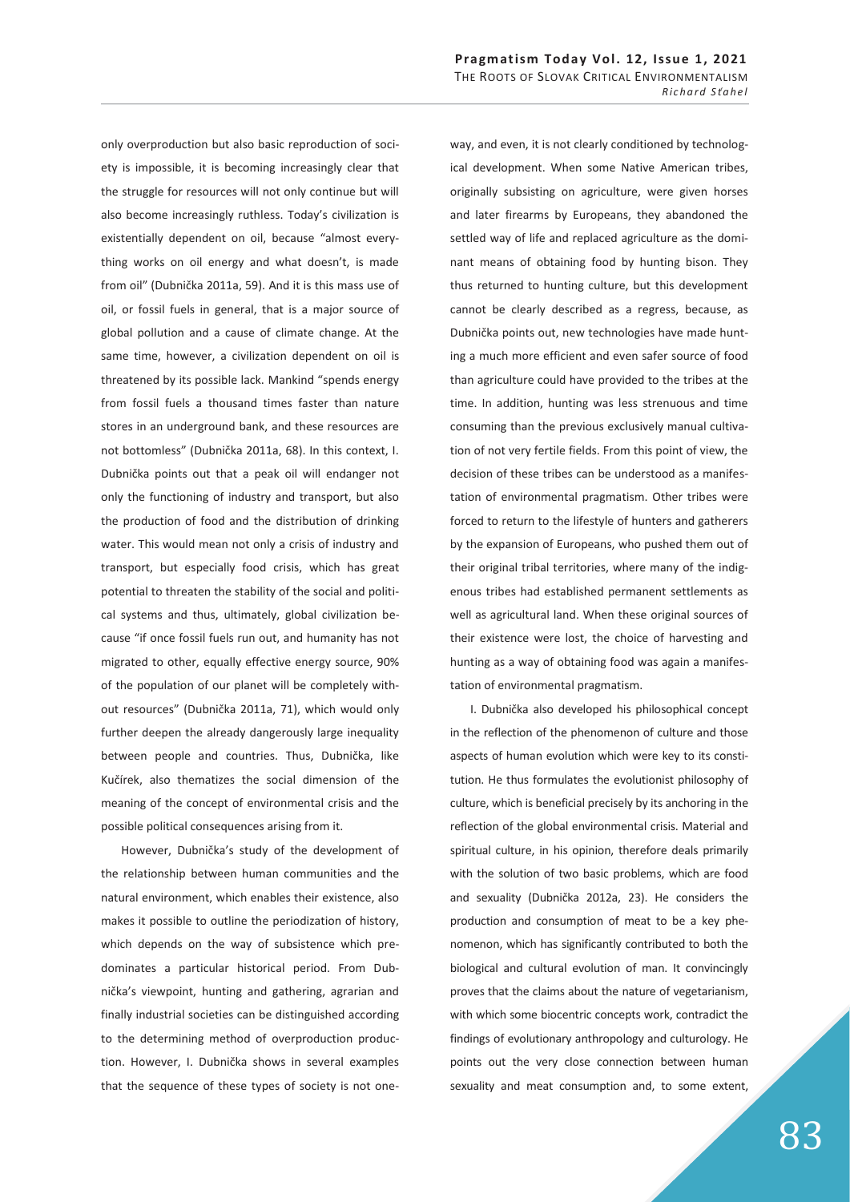only overproduction but also basic reproduction of society is impossible, it is becoming increasingly clear that the struggle for resources will not only continue but will also become increasingly ruthless. Today's civilization is existentially dependent on oil, because "almost everything works on oil energy and what doesn't, is made from oil" (Dubnička 2011a, 59). And it is this mass use of oil, or fossil fuels in general, that is a major source of global pollution and a cause of climate change. At the same time, however, a civilization dependent on oil is threatened by its possible lack. Mankind "spends energy from fossil fuels a thousand times faster than nature stores in an underground bank, and these resources are not bottomless" (Dubnička 2011a, 68). In this context, I. Dubnička points out that a peak oil will endanger not only the functioning of industry and transport, but also the production of food and the distribution of drinking water. This would mean not only a crisis of industry and transport, but especially food crisis, which has great potential to threaten the stability of the social and political systems and thus, ultimately, global civilization because "if once fossil fuels run out, and humanity has not migrated to other, equally effective energy source, 90% of the population of our planet will be completely without resources" (Dubnička 2011a, 71), which would only further deepen the already dangerously large inequality between people and countries. Thus, Dubnička, like Kučírek, also thematizes the social dimension of the meaning of the concept of environmental crisis and the possible political consequences arising from it.

However, Dubnička's study of the development of the relationship between human communities and the natural environment, which enables their existence, also makes it possible to outline the periodization of history, which depends on the way of subsistence which predominates a particular historical period. From Dubnička's viewpoint, hunting and gathering, agrarian and finally industrial societies can be distinguished according to the determining method of overproduction production. However, I. Dubnička shows in several examples that the sequence of these types of society is not one-way, and even, it is not clearly conditioned by technological development. When some Native American tribes, originally subsisting on agriculture, were given horses and later firearms by Europeans, they abandoned the settled way of life and replaced agriculture as the dominant means of obtaining food by hunting bison. They thus returned to hunting culture, but this development cannot be clearly described as a regress, because, as Dubnička points out, new technologies have made hunting a much more efficient and even safer source of food than agriculture could have provided to the tribes at the time. In addition, hunting was less strenuous and time consuming than the previous exclusively manual cultivation of not very fertile fields. From this point of view, the decision of these tribes can be understood as a manifestation of environmental pragmatism. Other tribes were forced to return to the lifestyle of hunters and gatherers by the expansion of Europeans, who pushed them out of their original tribal territories, where many of the indigenous tribes had established permanent settlements as well as agricultural land. When these original sources of their existence were lost, the choice of harvesting and hunting as a way of obtaining food was again a manifestation of environmental pragmatism.

I. Dubnička also developed his philosophical concept in the reflection of the phenomenon of culture and those aspects of human evolution which were key to its constitution. He thus formulates the evolutionist philosophy of culture, which is beneficial precisely by its anchoring in the reflection of the global environmental crisis. Material and spiritual culture, in his opinion, therefore deals primarily with the solution of two basic problems, which are food and sexuality (Dubnička 2012a, 23). He considers the production and consumption of meat to be a key phenomenon, which has significantly contributed to both the biological and cultural evolution of man. It convincingly proves that the claims about the nature of vegetarianism, with which some biocentric concepts work, contradict the findings of evolutionary anthropology and culturology. He points out the very close connection between human sexuality and meat consumption and, to some extent,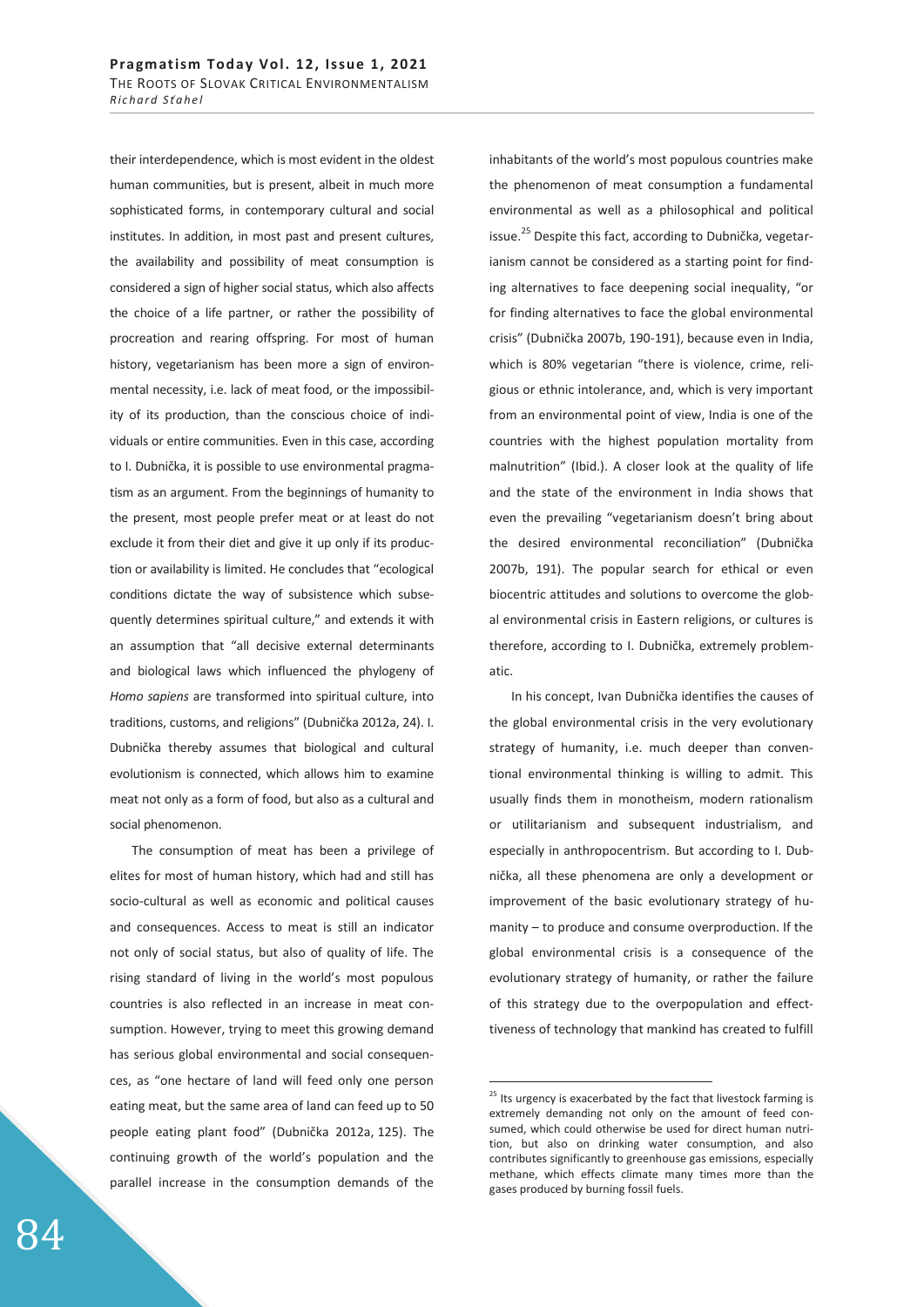their interdependence, which is most evident in the oldest human communities, but is present, albeit in much more sophisticated forms, in contemporary cultural and social institutes. In addition, in most past and present cultures, the availability and possibility of meat consumption is considered a sign of higher social status, which also affects the choice of a life partner, or rather the possibility of procreation and rearing offspring. For most of human history, vegetarianism has been more a sign of environmental necessity, i.e. lack of meat food, or the impossibility of its production, than the conscious choice of individuals or entire communities. Even in this case, according to I. Dubnička, it is possible to use environmental pragmatism as an argument. From the beginnings of humanity to the present, most people prefer meat or at least do not exclude it from their diet and give it up only if its production or availability is limited. He concludes that "ecological conditions dictate the way of subsistence which subsequently determines spiritual culture," and extends it with an assumption that "all decisive external determinants and biological laws which influenced the phylogeny of *Homo sapiens* are transformed into spiritual culture, into traditions, customs, and religions" (Dubnička 2012a, 24). I. Dubnička thereby assumes that biological and cultural evolutionism is connected, which allows him to examine meat not only as a form of food, but also as a cultural and social phenomenon.

The consumption of meat has been a privilege of elites for most of human history, which had and still has socio-cultural as well as economic and political causes and consequences. Access to meat is still an indicator not only of social status, but also of quality of life. The rising standard of living in the world's most populous countries is also reflected in an increase in meat consumption. However, trying to meet this growing demand has serious global environmental and social consequences, as "one hectare of land will feed only one person eating meat, but the same area of land can feed up to 50 people eating plant food" (Dubnička 2012a, 125). The continuing growth of the world's population and the parallel increase in the consumption demands of the inhabitants of the world's most populous countries make the phenomenon of meat consumption a fundamental environmental as well as a philosophical and political issue.[25] Despite this fact, according to Dubnička, vegetarianism cannot be considered as a starting point for finding alternatives to face deepening social inequality, "or for finding alternatives to face the global environmental crisis" (Dubnička 2007b, 190-191), because even in India, which is 80% vegetarian "there is violence, crime, religious or ethnic intolerance, and, which is very important from an environmental point of view, India is one of the countries with the highest population mortality from malnutrition" (Ibid.). A closer look at the quality of life and the state of the environment in India shows that even the prevailing "vegetarianism doesn't bring about the desired environmental reconciliation" (Dubnička 2007b, 191). The popular search for ethical or even biocentric attitudes and solutions to overcome the global environmental crisis in Eastern religions, or cultures is therefore, according to I. Dubnička, extremely problematic.

In his concept, Ivan Dubnička identifies the causes of the global environmental crisis in the very evolutionary strategy of humanity, i.e. much deeper than conventional environmental thinking is willing to admit. This usually finds them in monotheism, modern rationalism or utilitarianism and subsequent industrialism, and especially in anthropocentrism. But according to I. Dubnička, all these phenomena are only a development or improvement of the basic evolutionary strategy of humanity – to produce and consume overproduction. If the global environmental crisis is a consequence of the evolutionary strategy of humanity, or rather the failure of this strategy due to the overpopulation and effectiveness of technology that mankind has created to fulfill

[25] Its urgency is exacerbated by the fact that livestock farming is extremely demanding not only on the amount of feed consumed, which could otherwise be used for direct human nutrition, but also on drinking water consumption, and also contributes significantly to greenhouse gas emissions, especially methane, which effects climate many times more than the gases produced by burning fossil fuels.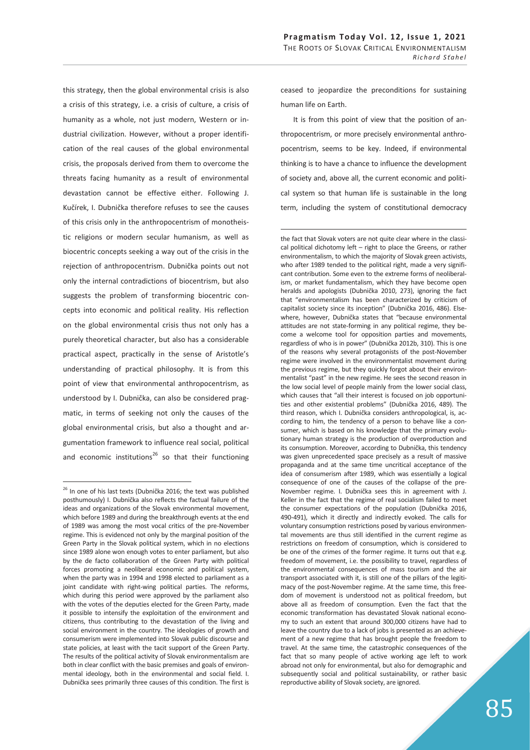this strategy, then the global environmental crisis is also a crisis of this strategy, i.e. a crisis of culture, a crisis of humanity as a whole, not just modern, Western or industrial civilization. However, without a proper identification of the real causes of the global environmental crisis, the proposals derived from them to overcome the threats facing humanity as a result of environmental devastation cannot be effective either. Following J. Kučírek, I. Dubnička therefore refuses to see the causes of this crisis only in the anthropocentrism of monotheistic religions or modern secular humanism, as well as biocentric concepts seeking a way out of the crisis in the rejection of anthropocentrism. Dubnička points out not only the internal contradictions of biocentrism, but also suggests the problem of transforming biocentric concepts into economic and political reality. His reflection on the global environmental crisis thus not only has a purely theoretical character, but also has a considerable practical aspect, practically in the sense of Aristotle's understanding of practical philosophy. It is from this point of view that environmental anthropocentrism, as understood by I. Dubnička, can also be considered pragmatic, in terms of seeking not only the causes of the global environmental crisis, but also a thought and argumentation framework to influence real social, political and economic institutions[26] so that their functioning ceased to jeopardize the preconditions for sustaining human life on Earth.

It is from this point of view that the position of anthropocentrism, or more precisely environmental anthropocentrism, seems to be key. Indeed, if environmental thinking is to have a chance to influence the development of society and, above all, the current economic and political system so that human life is sustainable in the long term, including the system of constitutional democracy

[26] In one of his last texts (Dubnička 2016; the text was published posthumously) I. Dubnička also reflects the factual failure of the ideas and organizations of the Slovak environmental movement, which before 1989 and during the breakthrough events at the end of 1989 was among the most vocal critics of the pre-November regime. This is evidenced not only by the marginal position of the Green Party in the Slovak political system, which in no elections since 1989 alone won enough votes to enter parliament, but also by the de facto collaboration of the Green Party with political forces promoting a neoliberal economic and political system, when the party was in 1994 and 1998 elected to parliament as a joint candidate with right-wing political parties. The reforms, which during this period were approved by the parliament also with the votes of the deputies elected for the Green Party, made it possible to intensify the exploitation of the environment and citizens, thus contributing to the devastation of the living and social environment in the country. The ideologies of growth and consumerism were implemented into Slovak public discourse and state policies, at least with the tacit support of the Green Party. The results of the political activity of Slovak environmentalism are both in clear conflict with the basic premises and goals of environmental ideology, both in the environmental and social field. I. Dubnička sees primarily three causes of this condition. The first is the fact that Slovak voters are not quite clear where in the classical political dichotomy left – right to place the Greens, or rather environmentalism, to which the majority of Slovak green activists, who after 1989 tended to the political right, made a very significant contribution. Some even to the extreme forms of neoliberalism, or market fundamentalism, which they have become open heralds and apologists (Dubnička 2010, 273), ignoring the fact that "environmentalism has been characterized by criticism of capitalist society since its inception" (Dubnička 2016, 486). Elsewhere, however, Dubnička states that "because environmental attitudes are not state-forming in any political regime, they become a welcome tool for opposition parties and movements, regardless of who is in power" (Dubnička 2012b, 310). This is one of the reasons why several protagonists of the post-November regime were involved in the environmentalist movement during the previous regime, but they quickly forgot about their environmentalist "past" in the new regime. He sees the second reason in the low social level of people mainly from the lower social class, which causes that "all their interest is focused on job opportunities and other existential problems" (Dubnička 2016, 489). The third reason, which I. Dubnička considers anthropological, is, according to him, the tendency of a person to behave like a consumer, which is based on his knowledge that the primary evolutionary human strategy is the production of overproduction and its consumption. Moreover, according to Dubnička, this tendency was given unprecedented space precisely as a result of massive propaganda and at the same time uncritical acceptance of the idea of consumerism after 1989, which was essentially a logical consequence of one of the causes of the collapse of the pre-November regime. I. Dubnička sees this in agreement with J. Keller in the fact that the regime of real socialism failed to meet the consumer expectations of the population (Dubnička 2016, 490-491), which it directly and indirectly evoked. The calls for voluntary consumption restrictions posed by various environmental movements are thus still identified in the current regime as restrictions on freedom of consumption, which is considered to be one of the crimes of the former regime. It turns out that e.g. freedom of movement, i.e. the possibility to travel, regardless of the environmental consequences of mass tourism and the air transport associated with it, is still one of the pillars of the legitimacy of the post-November regime. At the same time, this freedom of movement is understood not as political freedom, but above all as freedom of consumption. Even the fact that the economic transformation has devastated Slovak national economy to such an extent that around 300,000 citizens have had to leave the country due to a lack of jobs is presented as an achievement of a new regime that has brought people the freedom to travel. At the same time, the catastrophic consequences of the fact that so many people of active working age left to work abroad not only for environmental, but also for demographic and subsequently social and political sustainability, or rather basic reproductive ability of Slovak society, are ignored.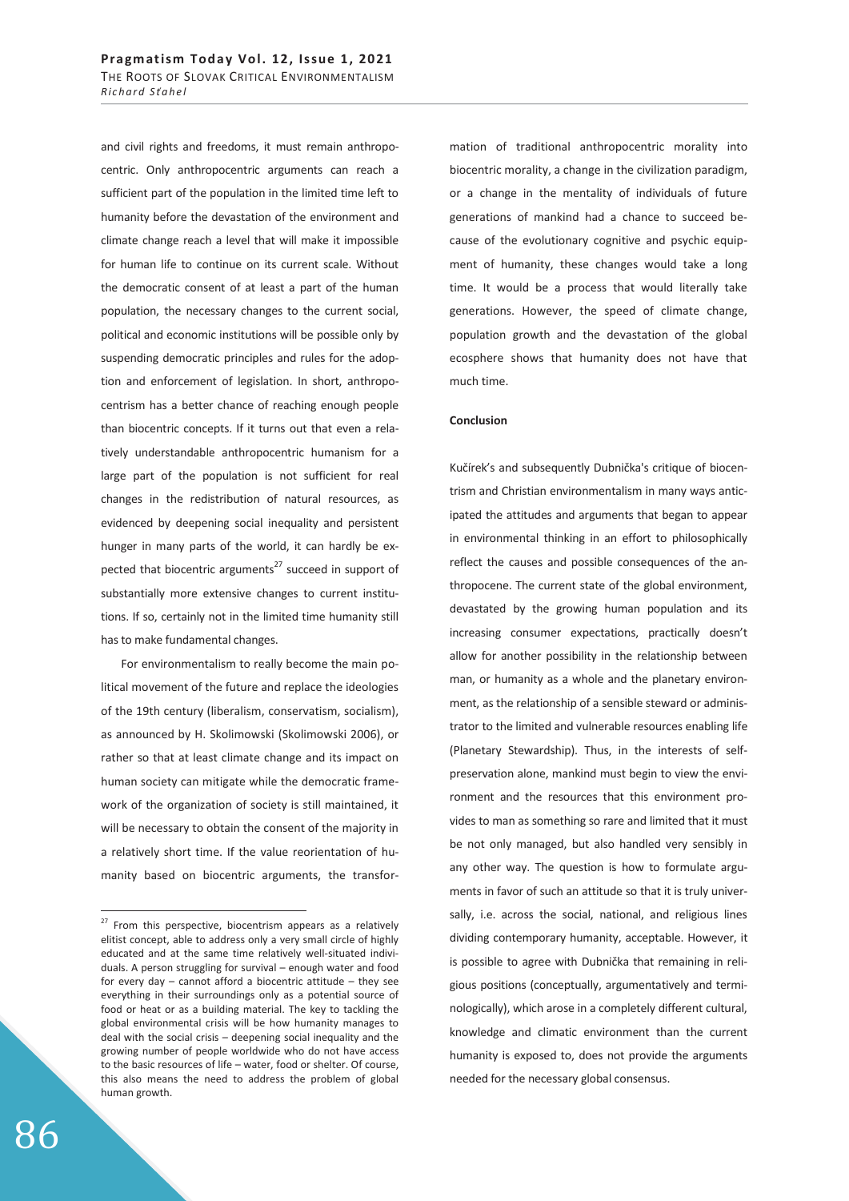and civil rights and freedoms, it must remain anthropocentric. Only anthropocentric arguments can reach a sufficient part of the population in the limited time left to humanity before the devastation of the environment and climate change reach a level that will make it impossible for human life to continue on its current scale. Without the democratic consent of at least a part of the human population, the necessary changes to the current social, political and economic institutions will be possible only by suspending democratic principles and rules for the adoption and enforcement of legislation. In short, anthropocentrism has a better chance of reaching enough people than biocentric concepts. If it turns out that even a relatively understandable anthropocentric humanism for a large part of the population is not sufficient for real changes in the redistribution of natural resources, as evidenced by deepening social inequality and persistent hunger in many parts of the world, it can hardly be expected that biocentric arguments[27] succeed in support of substantially more extensive changes to current institutions. If so, certainly not in the limited time humanity still has to make fundamental changes.

For environmentalism to really become the main political movement of the future and replace the ideologies of the 19th century (liberalism, conservatism, socialism), as announced by H. Skolimowski (Skolimowski 2006), or rather so that at least climate change and its impact on human society can mitigate while the democratic framework of the organization of society is still maintained, it will be necessary to obtain the consent of the majority in a relatively short time. If the value reorientation of humanity based on biocentric arguments, the transformation of traditional anthropocentric morality into biocentric morality, a change in the civilization paradigm, or a change in the mentality of individuals of future generations of mankind had a chance to succeed because of the evolutionary cognitive and psychic equipment of humanity, these changes would take a long time. It would be a process that would literally take generations. However, the speed of climate change, population growth and the devastation of the global ecosphere shows that humanity does not have that much time.

**Conclusion**

Kučírek's and subsequently Dubnička's critique of biocentrism and Christian environmentalism in many ways anticipated the attitudes and arguments that began to appear in environmental thinking in an effort to philosophically reflect the causes and possible consequences of the anthropocene. The current state of the global environment, devastated by the growing human population and its increasing consumer expectations, practically doesn't allow for another possibility in the relationship between man, or humanity as a whole and the planetary environment, as the relationship of a sensible steward or administrator to the limited and vulnerable resources enabling life (Planetary Stewardship). Thus, in the interests of self-preservation alone, mankind must begin to view the environment and the resources that this environment provides to man as something so rare and limited that it must be not only managed, but also handled very sensibly in any other way. The question is how to formulate arguments in favor of such an attitude so that it is truly universally, i.e. across the social, national, and religious lines dividing contemporary humanity, acceptable. However, it is possible to agree with Dubnička that remaining in religious positions (conceptually, argumentatively and terminologically), which arose in a completely different cultural, knowledge and climatic environment than the current humanity is exposed to, does not provide the arguments needed for the necessary global consensus.

---

[27] From this perspective, biocentrism appears as a relatively elitist concept, able to address only a very small circle of highly educated and at the same time relatively well-situated individuals. A person struggling for survival – enough water and food for every day – cannot afford a biocentric attitude – they see everything in their surroundings only as a potential source of food or heat or as a building material. The key to tackling the global environmental crisis will be how humanity manages to deal with the social crisis – deepening social inequality and the growing number of people worldwide who do not have access to the basic resources of life – water, food or shelter. Of course, this also means the need to address the problem of global human growth.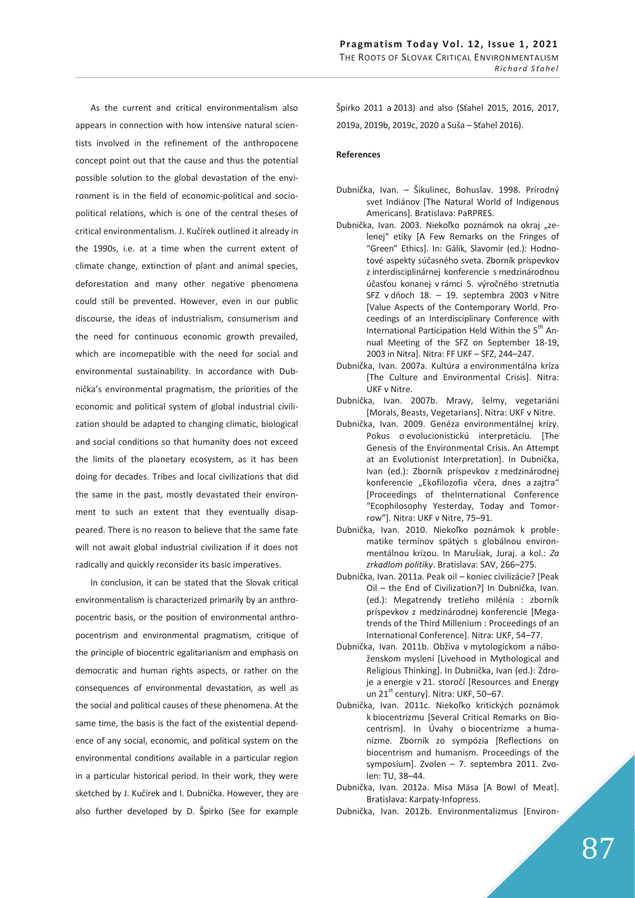As the current and critical environmentalism also appears in connection with how intensive natural scientists involved in the refinement of the anthropocene concept point out that the cause and thus the potential possible solution to the global devastation of the environment is in the field of economic-political and sociopolitical relations, which is one of the central theses of critical environmentalism. J. Kučírek outlined it already in the 1990s, i.e. at a time when the current extent of climate change, extinction of plant and animal species, deforestation and many other negative phenomena could still be prevented. However, even in our public discourse, the ideas of industrialism, consumerism and the need for continuous economic growth prevailed, which are incomepatible with the need for social and environmental sustainability. In accordance with Dubnička's environmental pragmatism, the priorities of the economic and political system of global industrial civilization should be adapted to changing climatic, biological and social conditions so that humanity does not exceed the limits of the planetary ecosystem, as it has been doing for decades. Tribes and local civilizations that did the same in the past, mostly devastated their environment to such an extent that they eventually disappeared. There is no reason to believe that the same fate will not await global industrial civilization if it does not radically and quickly reconsider its basic imperatives.

In conclusion, it can be stated that the Slovak critical environmentalism is characterized primarily by an anthropocentric basis, or the position of environmental anthropocentrism and environmental pragmatism, critique of the principle of biocentric egalitarianism and emphasis on democratic and human rights aspects, or rather on the consequences of environmental devastation, as well as the social and political causes of these phenomena. At the same time, the basis is the fact of the existential dependence of any social, economic, and political system on the environmental conditions available in a particular region in a particular historical period. In their work, they were sketched by J. Kučírek and I. Dubnička. However, they are also further developed by D. Špirko (See for example Špirko 2011 a 2013) and also (Sťahel 2015, 2016, 2017, 2019a, 2019b, 2019c, 2020 a Suša – Sťahel 2016).

#### References

Dubnička, Ivan. – Šikulinec, Bohuslav. 1998. Prírodný svet Indiánov [The Natural World of Indigenous Americans]. Bratislava: PaRPRES.

Dubnička, Ivan. 2003. Niekoľko poznámok na okraj „zelenej" etiky [A Few Remarks on the Fringes of "Green" Ethics]. In: Gálik, Slavomír (ed.): Hodnotové aspekty súčasného sveta. Zborník príspevkov z interdisciplinárnej konferencie s medzinárodnou účasťou konanej v rámci 5. výročného stretnutia SFZ v dňoch 18. – 19. septembra 2003 v Nitre [Value Aspects of the Contemporary World. Proceedings of an Interdisciplinary Conference with International Participation Held Within the 5th Annual Meeting of the SFZ on September 18-19, 2003 in Nitra]. Nitra: FF UKF – SFZ, 244–247.

Dubnička, Ivan. 2007a. Kultúra a environmentálna kríza [The Culture and Environmental Crisis]. Nitra: UKF v Nitre.

Dubnička, Ivan. 2007b. Mravy, šelmy, vegetariáni [Morals, Beasts, Vegetarians]. Nitra: UKF v Nitre.

Dubnička, Ivan. 2009. Genéza environmentálnej krízy. Pokus o evolucionistickú interpretáciu. [The Genesis of the Environmental Crisis. An Attempt at an Evolutionist Interpretation]. In Dubnička, Ivan (ed.): Zborník príspevkov z medzinárodnej konferencie „Ekofilozofia včera, dnes a zajtra" [Proceedings of theInternational Conference "Ecophilosophy Yesterday, Today and Tomorrow"]. Nitra: UKF v Nitre, 75–91.

Dubnička, Ivan. 2010. Niekoľko poznámok k problematike termínov spätých s globálnou environmentálnou krízou. In Marušiak, Juraj. a kol.: *Za zrkadlom politiky*. Bratislava: SAV, 266–275.

Dubnička, Ivan. 2011a. Peak oil – koniec civilizácie? [Peak Oil – the End of Civilization?] In Dubnička, Ivan. (ed.): Megatrendy tretieho milénia : zborník príspevkov z medzinárodnej konferencie [Megatrends of the Third Millenium : Proceedings of an International Conference]. Nitra: UKF, 54–77.

Dubnička, Ivan. 2011b. Obživa v mytologickom a náboženskom myslení [Livehood in Mythological and Religious Thinking]. In Dubnička, Ivan (ed.): Zdroje a energie v 21. storočí [Resources and Energy un 21st century]. Nitra: UKF, 50–67.

Dubnička, Ivan. 2011c. Niekoľko kritických poznámok k biocentrizmu [Several Critical Remarks on Biocentrism]. In Úvahy o biocentrizme a humanizme. Zborník zo sympózia [Reflections on biocentrism and humanism. Proceedings of the symposium]. Zvolen – 7. septembra 2011. Zvolen: TU, 38–44.

Dubnička, Ivan. 2012a. Misa Mäsa [A Bowl of Meat]. Bratislava: Karpaty-Infopress.

Dubnička, Ivan. 2012b. Environmentalizmus [Environ-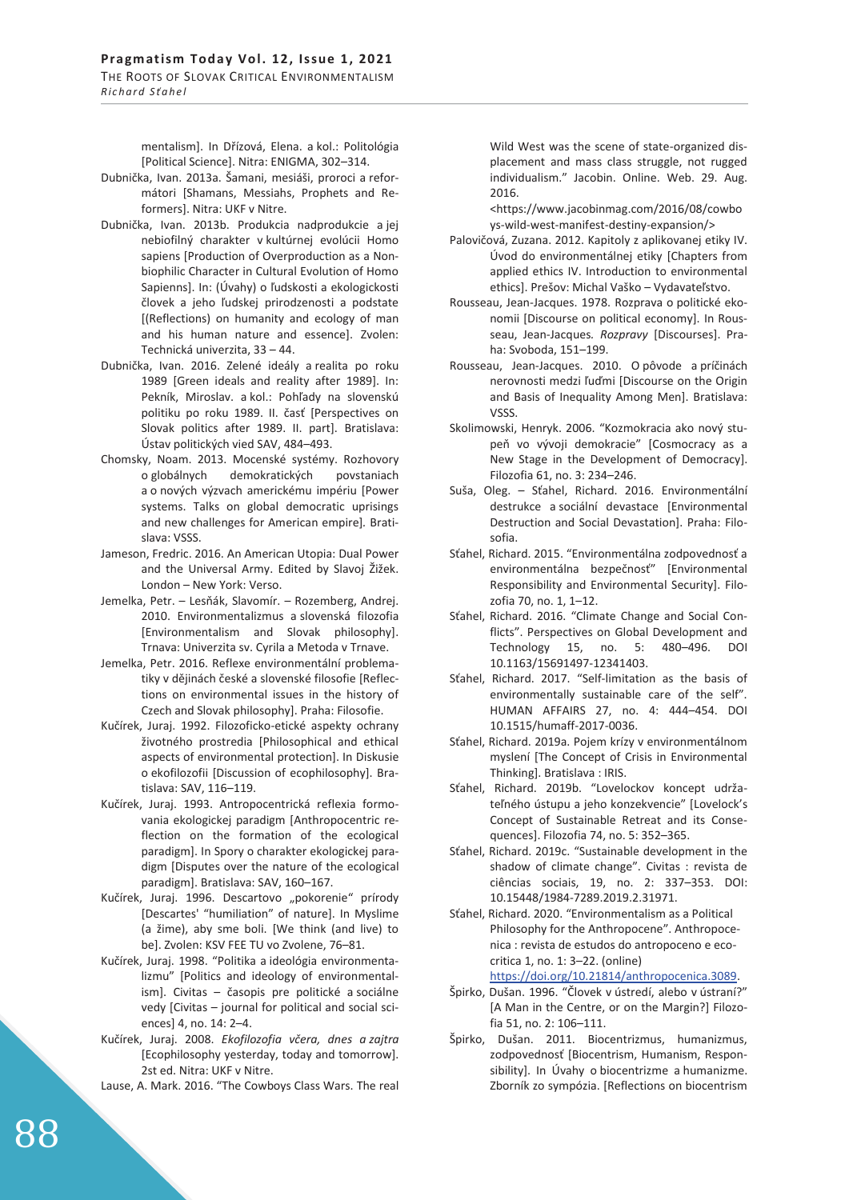mentalism]. In Dřízová, Elena. a kol.: Politológia [Political Science]. Nitra: ENIGMA, 302–314.

Dubnička, Ivan. 2013a. Šamani, mesiáši, proroci a reformátori [Shamans, Messiahs, Prophets and Reformers]. Nitra: UKF v Nitre.

Dubnička, Ivan. 2013b. Produkcia nadprodukcie a jej nebiofilný charakter v kultúrnej evolúcii Homo sapiens [Production of Overproduction as a Nonbiophilic Character in Cultural Evolution of Homo Sapienns]. In: (Úvahy) o ľudskosti a ekologickosti človek a jeho ľudskej prirodzenosti a podstate [(Reflections) on humanity and ecology of man and his human nature and essence]. Zvolen: Technická univerzita, 33 – 44.

Dubnička, Ivan. 2016. Zelené ideály a realita po roku 1989 [Green ideals and reality after 1989]. In: Pekník, Miroslav. a kol.: Pohľady na slovenskú politiku po roku 1989. II. časť [Perspectives on Slovak politics after 1989. II. part]. Bratislava: Ústav politických vied SAV, 484–493.

Chomsky, Noam. 2013. Mocenské systémy. Rozhovory o globálnych demokratických povstaniach a o nových výzvach americkému impériu [Power systems. Talks on global democratic uprisings and new challenges for American empire]. Bratislava: VSSS.

Jameson, Fredric. 2016. An American Utopia: Dual Power and the Universal Army. Edited by Slavoj Žižek. London – New York: Verso.

Jemelka, Petr. – Lesňák, Slavomír. – Rozemberg, Andrej. 2010. Environmentalizmus a slovenská filozofia [Environmentalism and Slovak philosophy]. Trnava: Univerzita sv. Cyrila a Metoda v Trnave.

Jemelka, Petr. 2016. Reflexe environmentální problematiky v dějinách české a slovenské filosofie [Reflections on environmental issues in the history of Czech and Slovak philosophy]. Praha: Filosofie.

Kučírek, Juraj. 1992. Filozoficko-etické aspekty ochrany životného prostredia [Philosophical and ethical aspects of environmental protection]. In Diskusie o ekofilozofii [Discussion of ecophilosophy]. Bratislava: SAV, 116–119.

Kučírek, Juraj. 1993. Antropocentrická reflexia formovania ekologickej paradigm [Anthropocentric reflection on the formation of the ecological paradigm]. In Spory o charakter ekologickej paradigm [Disputes over the nature of the ecological paradigm]. Bratislava: SAV, 160–167.

Kučírek, Juraj. 1996. Descartovo „pokorenie" prírody [Descartes' "humiliation" of nature]. In Myslime (a žime), aby sme boli. [We think (and live) to be]. Zvolen: KSV FEE TU vo Zvolene, 76–81.

Kučírek, Juraj. 1998. "Politika a ideológia environmentalizmu" [Politics and ideology of environmentalism]. Civitas – časopis pre politické a sociálne vedy [Civitas – journal for political and social sciences] 4, no. 14: 2–4.

Kučírek, Juraj. 2008. *Ekofilozofia včera, dnes a zajtra* [Ecophilosophy yesterday, today and tomorrow]. 2st ed. Nitra: UKF v Nitre.

Lause, A. Mark. 2016. "The Cowboys Class Wars. The real Wild West was the scene of state-organized displacement and mass class struggle, not rugged individualism." Jacobin. Online. Web. 29. Aug. 2016.
<https://www.jacobinmag.com/2016/08/cowboys-wild-west-manifest-destiny-expansion/>

Palovičová, Zuzana. 2012. Kapitoly z aplikovanej etiky IV. Úvod do environmentálnej etiky [Chapters from applied ethics IV. Introduction to environmental ethics]. Prešov: Michal Vaško – Vydavateľstvo.

Rousseau, Jean-Jacques. 1978. Rozprava o politické ekonomii [Discourse on political economy]. In Rousseau, Jean-Jacques. *Rozpravy* [Discourses]. Praha: Svoboda, 151–199.

Rousseau, Jean-Jacques. 2010. O pôvode a príčinách nerovnosti medzi ľuďmi [Discourse on the Origin and Basis of Inequality Among Men]. Bratislava: VSSS.

Skolimowski, Henryk. 2006. "Kozmokracia ako nový stupeň vo vývoji demokracie" [Cosmocracy as a New Stage in the Development of Democracy]. Filozofia 61, no. 3: 234–246.

Suša, Oleg. – Sťahel, Richard. 2016. Environmentální destrukce a sociální devastace [Environmental Destruction and Social Devastation]. Praha: Filosofia.

Sťahel, Richard. 2015. "Environmentálna zodpovednosť a environmentálna bezpečnosť" [Environmental Responsibility and Environmental Security]. Filozofia 70, no. 1, 1–12.

Sťahel, Richard. 2016. "Climate Change and Social Conflicts". Perspectives on Global Development and Technology 15, no. 5: 480–496. DOI 10.1163/15691497-12341403.

Sťahel, Richard. 2017. "Self-limitation as the basis of environmentally sustainable care of the self". HUMAN AFFAIRS 27, no. 4: 444–454. DOI 10.1515/humaff-2017-0036.

Sťahel, Richard. 2019a. Pojem krízy v environmentálnom myslení [The Concept of Crisis in Environmental Thinking]. Bratislava : IRIS.

Sťahel, Richard. 2019b. "Lovelockov koncept udržateľného ústupu a jeho konzekvencie" [Lovelock's Concept of Sustainable Retreat and its Consequences]. Filozofia 74, no. 5: 352–365.

Sťahel, Richard. 2019c. "Sustainable development in the shadow of climate change". Civitas : revista de ciências sociais, 19, no. 2: 337–353. DOI: 10.15448/1984-7289.2019.2.31971.

Sťahel, Richard. 2020. "Environmentalism as a Political Philosophy for the Anthropocene". Anthropocenica : revista de estudos do antropoceno e ecocritica 1, no. 1: 3–22. (online)
https://doi.org/10.21814/anthropocenica.3089.

Špirko, Dušan. 1996. "Človek v ústredí, alebo v ústraní?" [A Man in the Centre, or on the Margin?] Filozofia 51, no. 2: 106–111.

Špirko, Dušan. 2011. Biocentrizmus, humanizmus, zodpovednosť [Biocentrism, Humanism, Responsibility]. In Úvahy o biocentrizme a humanizme. Zborník zo sympózia. [Reflections on biocentrism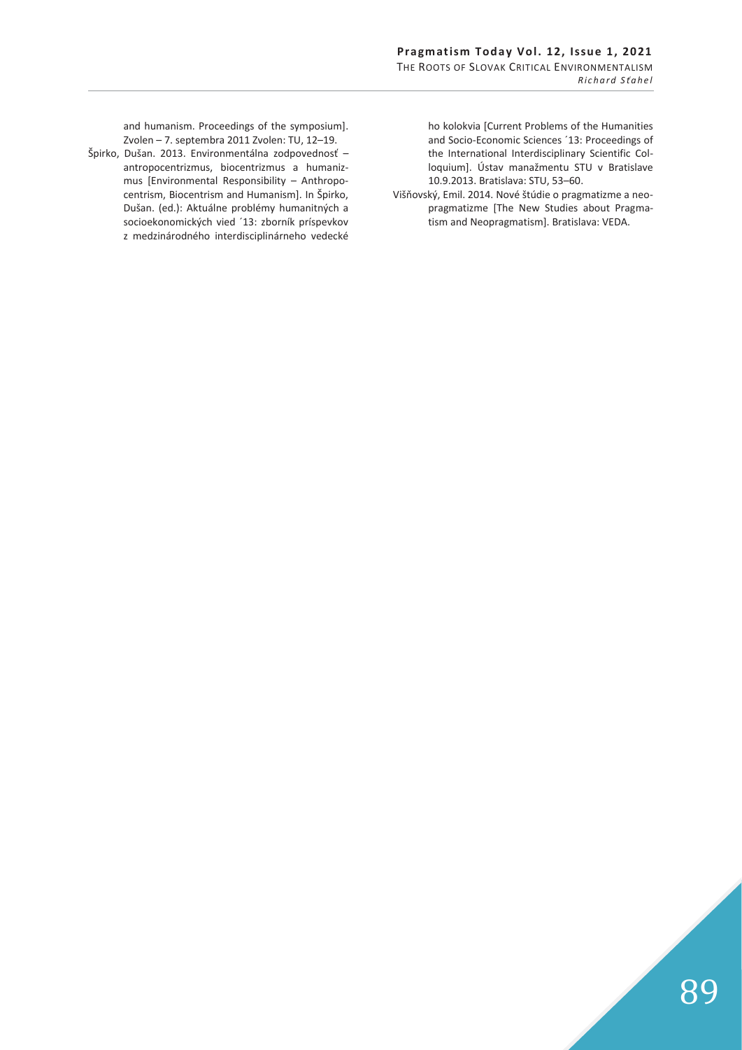and humanism. Proceedings of the symposium]. Zvolen – 7. septembra 2011 Zvolen: TU, 12–19.

Špirko, Dušan. 2013. Environmentálna zodpovednosť – antropocentrizmus, biocentrizmus a humanizmus [Environmental Responsibility – Anthropocentrism, Biocentrism and Humanism]. In Špirko, Dušan. (ed.): Aktuálne problémy humanitných a socioekonomických vied ´13: zborník príspevkov z medzinárodného interdisciplinárneho vedeckého kolokvia [Current Problems of the Humanities and Socio-Economic Sciences ´13: Proceedings of the International Interdisciplinary Scientific Colloquium]. Ústav manažmentu STU v Bratislave 10.9.2013. Bratislava: STU, 53–60.

Višňovský, Emil. 2014. Nové štúdie o pragmatizme a neopragmatizme [The New Studies about Pragmatism and Neopragmatism]. Bratislava: VEDA.